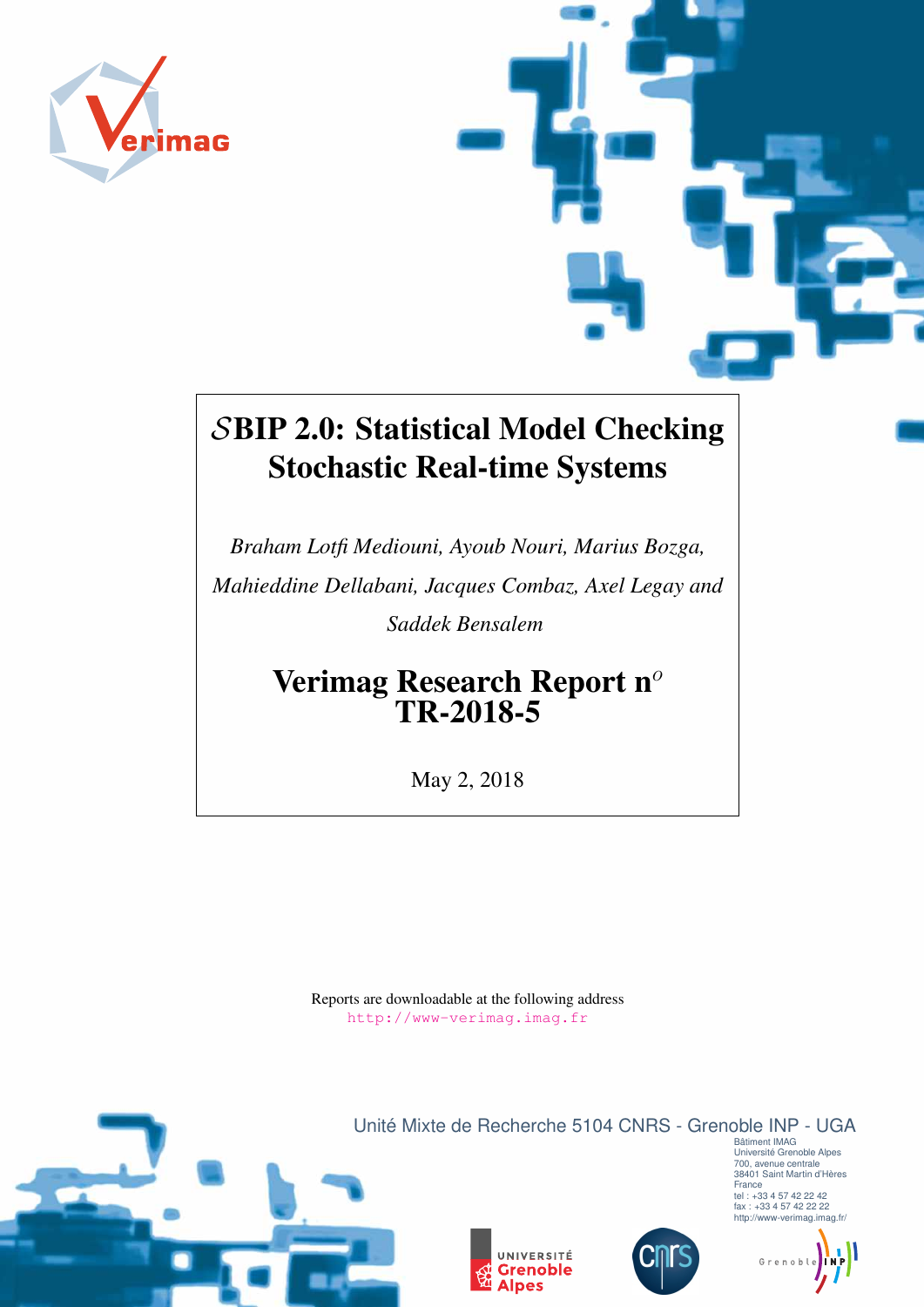# $\mathcal{S}$BIP 2.0: Statistical Model Checking Stochastic Real-time Systems

*Braham Lotfi Mediouni, Ayoub Nouri, Marius Bozga, Mahieddine Dellabani, Jacques Combaz, Axel Legay and Saddek Bensalem*

## Verimag Research Report n$^o$ TR-2018-5

May 2, 2018

Reports are downloadable at the following address
http://www-verimag.imag.fr

Unité Mixte de Recherche 5104 CNRS - Grenoble INP - UGA

Bâtiment IMAG
Université Grenoble Alpes
700, avenue centrale
38401 Saint Martin d'Hères
France
tel : +33 4 57 42 22 42
fax : +33 4 57 42 22 22
http://www-verimag.imag.fr/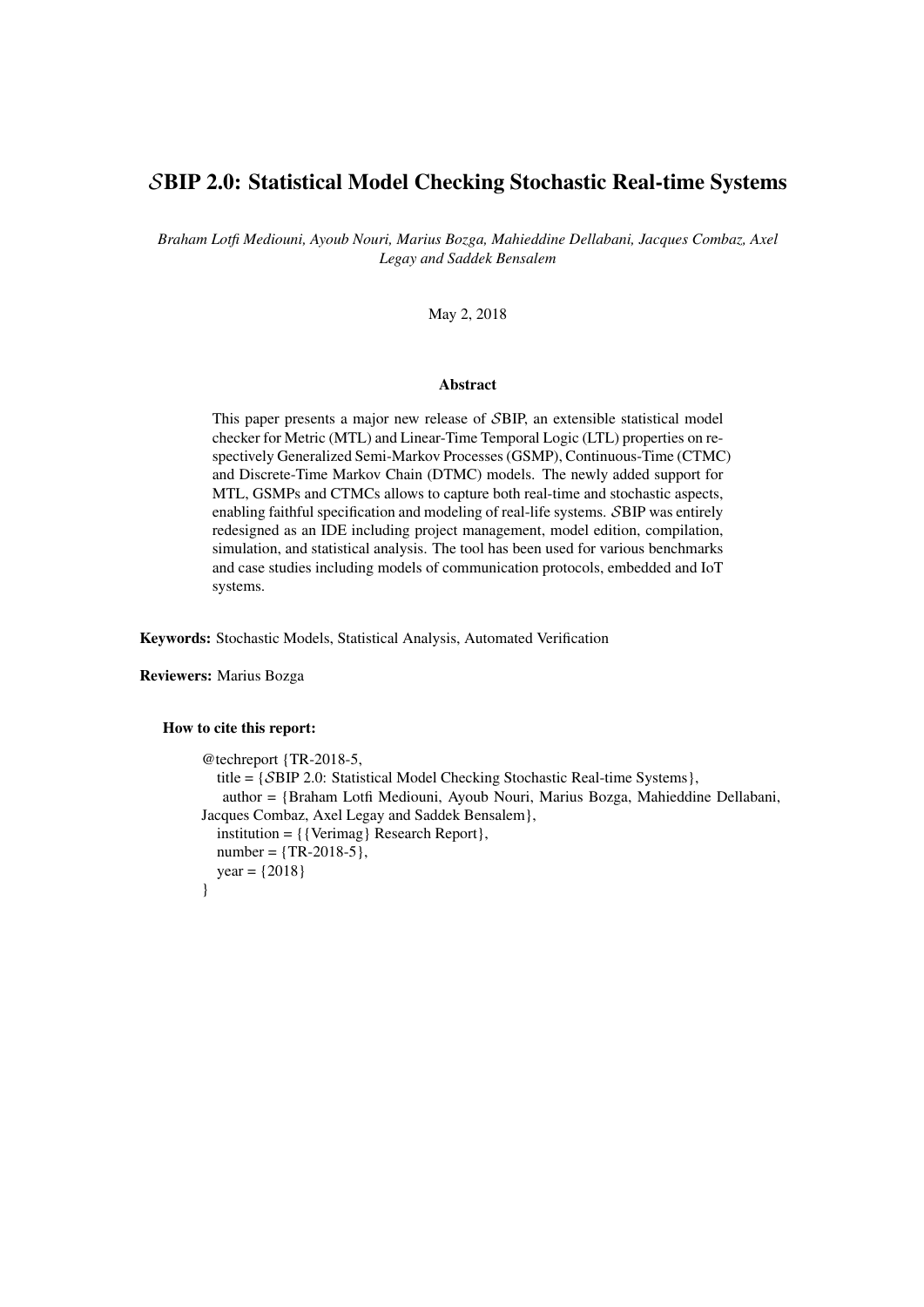# $\mathcal{S}$BIP 2.0: Statistical Model Checking Stochastic Real-time Systems

*Braham Lotfi Mediouni, Ayoub Nouri, Marius Bozga, Mahieddine Dellabani, Jacques Combaz, Axel Legay and Saddek Bensalem*

May 2, 2018

### Abstract

This paper presents a major new release of $\mathcal{S}$BIP, an extensible statistical model checker for Metric (MTL) and Linear-Time Temporal Logic (LTL) properties on respectively Generalized Semi-Markov Processes (GSMP), Continuous-Time (CTMC) and Discrete-Time Markov Chain (DTMC) models. The newly added support for MTL, GSMPs and CTMCs allows to capture both real-time and stochastic aspects, enabling faithful specification and modeling of real-life systems. $\mathcal{S}$BIP was entirely redesigned as an IDE including project management, model edition, compilation, simulation, and statistical analysis. The tool has been used for various benchmarks and case studies including models of communication protocols, embedded and IoT systems.

**Keywords:** Stochastic Models, Statistical Analysis, Automated Verification

**Reviewers:** Marius Bozga

**How to cite this report:**

```
@techreport {TR-2018-5,
   title = {SBIP 2.0: Statistical Model Checking Stochastic Real-time Systems},
   author = {Braham Lotfi Mediouni, Ayoub Nouri, Marius Bozga, Mahieddine Dellabani,
Jacques Combaz, Axel Legay and Saddek Bensalem},
   institution = {{Verimag} Research Report},
   number = {TR-2018-5},
   year = {2018}
}
```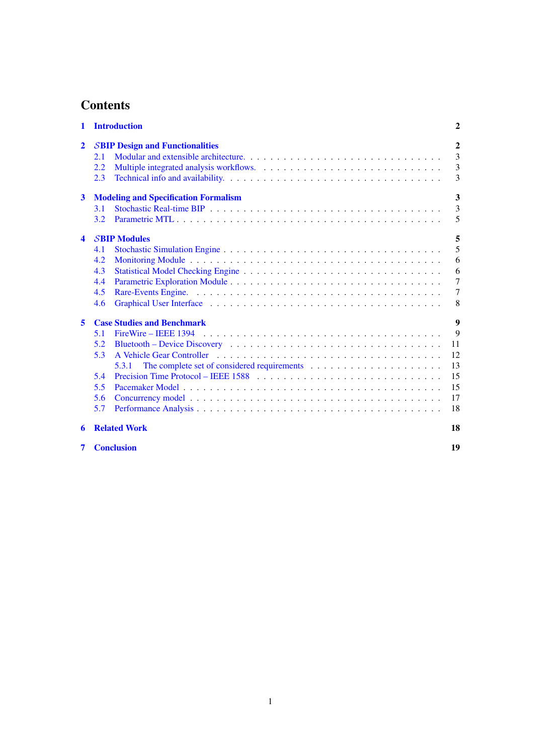# Contents

**1 Introduction** — 2

**2 $\mathcal{S}$BIP Design and Functionalities** — 2
- 2.1 Modular and extensible architecture. — 3
- 2.2 Multiple integrated analysis workflows. — 3
- 2.3 Technical info and availability. — 3

**3 Modeling and Specification Formalism** — 3
- 3.1 Stochastic Real-time BIP — 3
- 3.2 Parametric MTL — 5

**4 $\mathcal{S}$BIP Modules** — 5
- 4.1 Stochastic Simulation Engine — 5
- 4.2 Monitoring Module — 6
- 4.3 Statistical Model Checking Engine — 6
- 4.4 Parametric Exploration Module — 7
- 4.5 Rare-Events Engine. — 7
- 4.6 Graphical User Interface — 8

**5 Case Studies and Benchmark** — 9
- 5.1 FireWire – IEEE 1394 — 9
- 5.2 Bluetooth – Device Discovery — 11
- 5.3 A Vehicle Gear Controller — 12
  - 5.3.1 The complete set of considered requirements — 13
- 5.4 Precision Time Protocol – IEEE 1588 — 15
- 5.5 Pacemaker Model — 15
- 5.6 Concurrency model — 17
- 5.7 Performance Analysis — 18

**6 Related Work** — 18

**7 Conclusion** — 19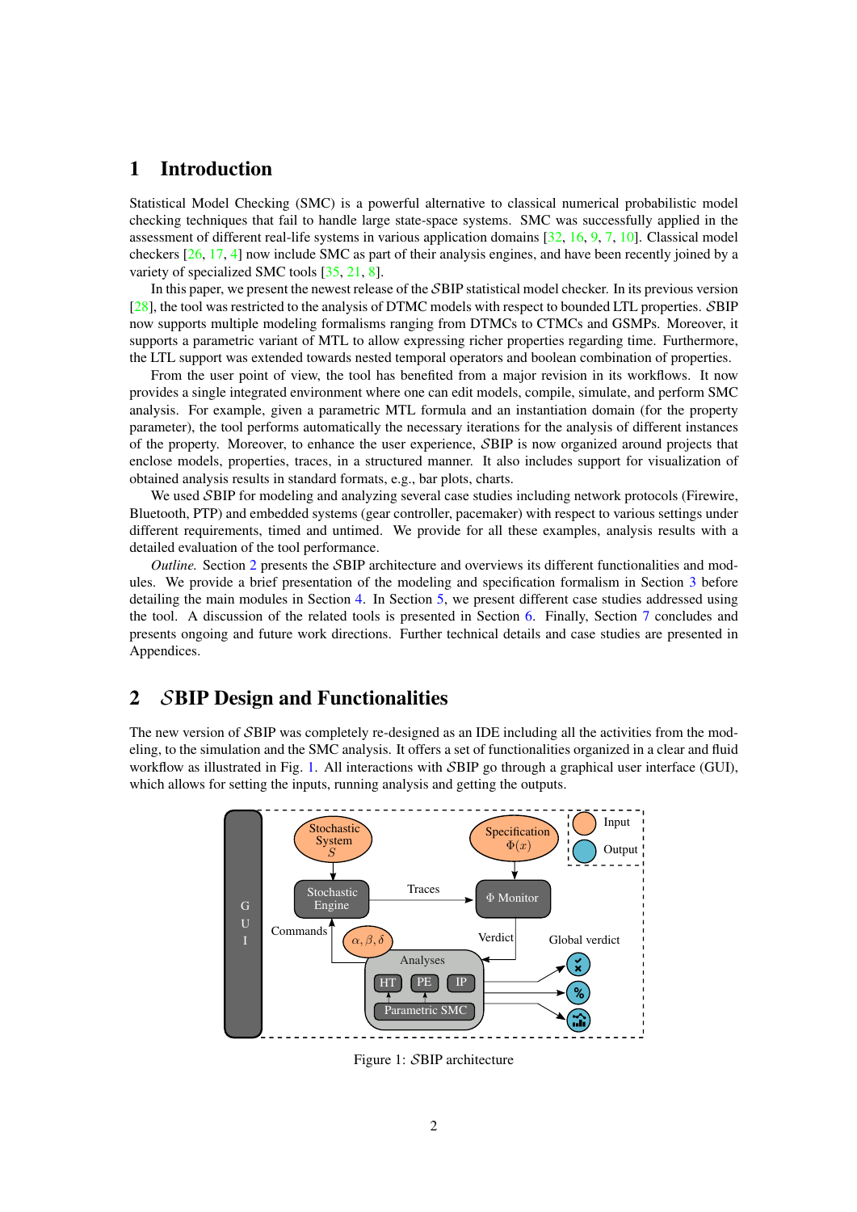# 1 Introduction

Statistical Model Checking (SMC) is a powerful alternative to classical numerical probabilistic model checking techniques that fail to handle large state-space systems. SMC was successfully applied in the assessment of different real-life systems in various application domains [32, 16, 9, 7, 10]. Classical model checkers [26, 17, 4] now include SMC as part of their analysis engines, and have been recently joined by a variety of specialized SMC tools [35, 21, 8].

In this paper, we present the newest release of the $\mathcal{S}$BIP statistical model checker. In its previous version [28], the tool was restricted to the analysis of DTMC models with respect to bounded LTL properties. $\mathcal{S}$BIP now supports multiple modeling formalisms ranging from DTMCs to CTMCs and GSMPs. Moreover, it supports a parametric variant of MTL to allow expressing richer properties regarding time. Furthermore, the LTL support was extended towards nested temporal operators and boolean combination of properties.

From the user point of view, the tool has benefited from a major revision in its workflows. It now provides a single integrated environment where one can edit models, compile, simulate, and perform SMC analysis. For example, given a parametric MTL formula and an instantiation domain (for the property parameter), the tool performs automatically the necessary iterations for the analysis of different instances of the property. Moreover, to enhance the user experience, $\mathcal{S}$BIP is now organized around projects that enclose models, properties, traces, in a structured manner. It also includes support for visualization of obtained analysis results in standard formats, e.g., bar plots, charts.

We used $\mathcal{S}$BIP for modeling and analyzing several case studies including network protocols (Firewire, Bluetooth, PTP) and embedded systems (gear controller, pacemaker) with respect to various settings under different requirements, timed and untimed. We provide for all these examples, analysis results with a detailed evaluation of the tool performance.

*Outline.* Section 2 presents the $\mathcal{S}$BIP architecture and overviews its different functionalities and modules. We provide a brief presentation of the modeling and specification formalism in Section 3 before detailing the main modules in Section 4. In Section 5, we present different case studies addressed using the tool. A discussion of the related tools is presented in Section 6. Finally, Section 7 concludes and presents ongoing and future work directions. Further technical details and case studies are presented in Appendices.

# 2 $\mathcal{S}$BIP Design and Functionalities

The new version of $\mathcal{S}$BIP was completely re-designed as an IDE including all the activities from the modeling, to the simulation and the SMC analysis. It offers a set of functionalities organized in a clear and fluid workflow as illustrated in Fig. 1. All interactions with $\mathcal{S}$BIP go through a graphical user interface (GUI), which allows for setting the inputs, running analysis and getting the outputs.

Figure 1: $\mathcal{S}$BIP architecture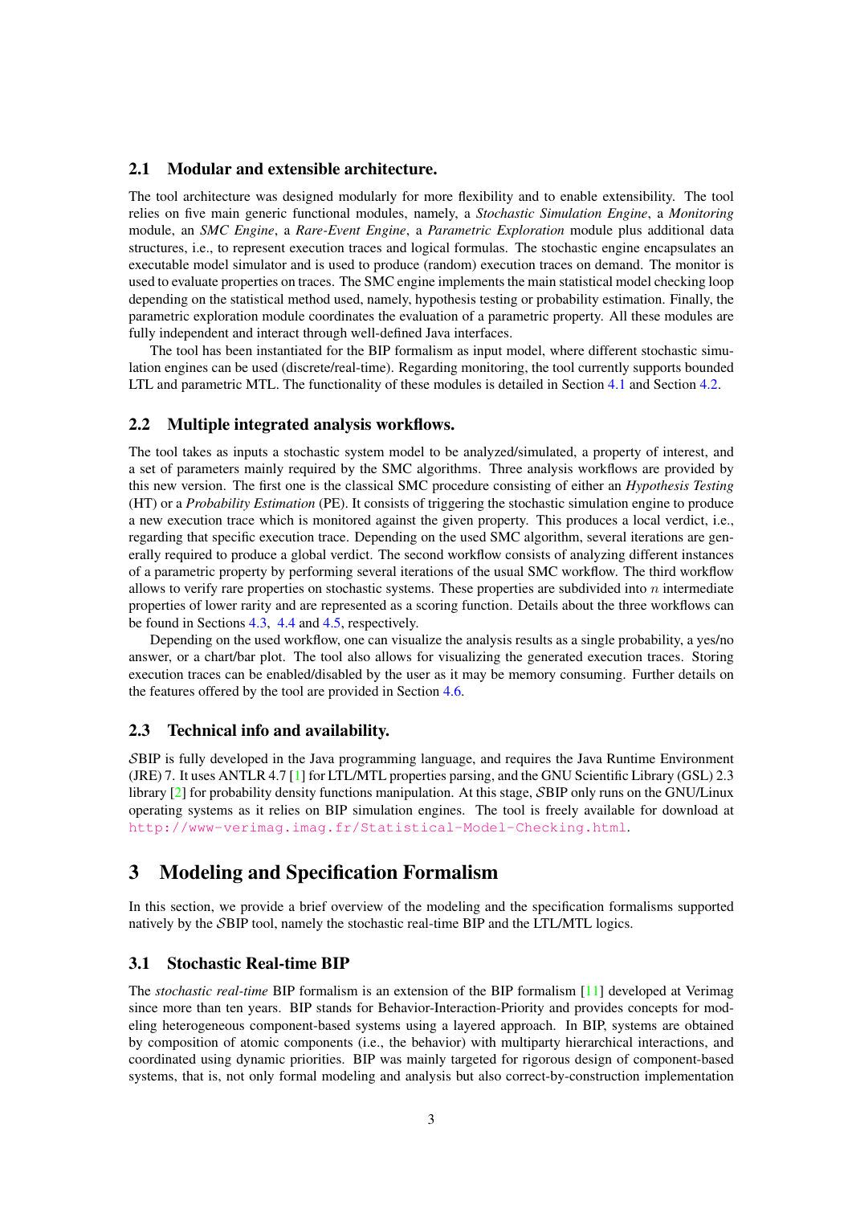### 2.1 Modular and extensible architecture.

The tool architecture was designed modularly for more flexibility and to enable extensibility. The tool relies on five main generic functional modules, namely, a *Stochastic Simulation Engine*, a *Monitoring* module, an *SMC Engine*, a *Rare-Event Engine*, a *Parametric Exploration* module plus additional data structures, i.e., to represent execution traces and logical formulas. The stochastic engine encapsulates an executable model simulator and is used to produce (random) execution traces on demand. The monitor is used to evaluate properties on traces. The SMC engine implements the main statistical model checking loop depending on the statistical method used, namely, hypothesis testing or probability estimation. Finally, the parametric exploration module coordinates the evaluation of a parametric property. All these modules are fully independent and interact through well-defined Java interfaces.

The tool has been instantiated for the BIP formalism as input model, where different stochastic simulation engines can be used (discrete/real-time). Regarding monitoring, the tool currently supports bounded LTL and parametric MTL. The functionality of these modules is detailed in Section 4.1 and Section 4.2.

### 2.2 Multiple integrated analysis workflows.

The tool takes as inputs a stochastic system model to be analyzed/simulated, a property of interest, and a set of parameters mainly required by the SMC algorithms. Three analysis workflows are provided by this new version. The first one is the classical SMC procedure consisting of either an *Hypothesis Testing* (HT) or a *Probability Estimation* (PE). It consists of triggering the stochastic simulation engine to produce a new execution trace which is monitored against the given property. This produces a local verdict, i.e., regarding that specific execution trace. Depending on the used SMC algorithm, several iterations are generally required to produce a global verdict. The second workflow consists of analyzing different instances of a parametric property by performing several iterations of the usual SMC workflow. The third workflow allows to verify rare properties on stochastic systems. These properties are subdivided into $n$ intermediate properties of lower rarity and are represented as a scoring function. Details about the three workflows can be found in Sections 4.3, 4.4 and 4.5, respectively.

Depending on the used workflow, one can visualize the analysis results as a single probability, a yes/no answer, or a chart/bar plot. The tool also allows for visualizing the generated execution traces. Storing execution traces can be enabled/disabled by the user as it may be memory consuming. Further details on the features offered by the tool are provided in Section 4.6.

### 2.3 Technical info and availability.

$\mathcal{S}$BIP is fully developed in the Java programming language, and requires the Java Runtime Environment (JRE) 7. It uses ANTLR 4.7 [1] for LTL/MTL properties parsing, and the GNU Scientific Library (GSL) 2.3 library [2] for probability density functions manipulation. At this stage, $\mathcal{S}$BIP only runs on the GNU/Linux operating systems as it relies on BIP simulation engines. The tool is freely available for download at http://www-verimag.imag.fr/Statistical-Model-Checking.html.

## 3 Modeling and Specification Formalism

In this section, we provide a brief overview of the modeling and the specification formalisms supported natively by the $\mathcal{S}$BIP tool, namely the stochastic real-time BIP and the LTL/MTL logics.

### 3.1 Stochastic Real-time BIP

The *stochastic real-time* BIP formalism is an extension of the BIP formalism [11] developed at Verimag since more than ten years. BIP stands for Behavior-Interaction-Priority and provides concepts for modeling heterogeneous component-based systems using a layered approach. In BIP, systems are obtained by composition of atomic components (i.e., the behavior) with multiparty hierarchical interactions, and coordinated using dynamic priorities. BIP was mainly targeted for rigorous design of component-based systems, that is, not only formal modeling and analysis but also correct-by-construction implementation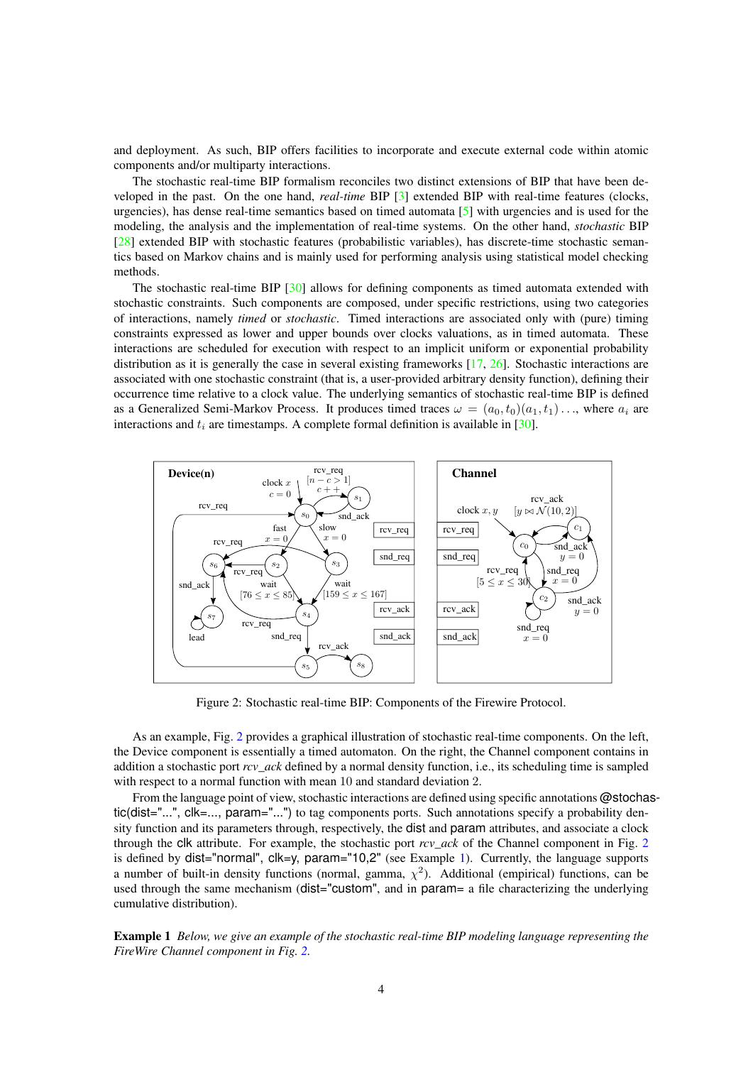and deployment. As such, BIP offers facilities to incorporate and execute external code within atomic components and/or multiparty interactions.

The stochastic real-time BIP formalism reconciles two distinct extensions of BIP that have been developed in the past. On the one hand, *real-time* BIP [3] extended BIP with real-time features (clocks, urgencies), has dense real-time semantics based on timed automata [5] with urgencies and is used for the modeling, the analysis and the implementation of real-time systems. On the other hand, *stochastic* BIP [28] extended BIP with stochastic features (probabilistic variables), has discrete-time stochastic semantics based on Markov chains and is mainly used for performing analysis using statistical model checking methods.

The stochastic real-time BIP [30] allows for defining components as timed automata extended with stochastic constraints. Such components are composed, under specific restrictions, using two categories of interactions, namely *timed* or *stochastic*. Timed interactions are associated only with (pure) timing constraints expressed as lower and upper bounds over clocks valuations, as in timed automata. These interactions are scheduled for execution with respect to an implicit uniform or exponential probability distribution as it is generally the case in several existing frameworks [17, 26]. Stochastic interactions are associated with one stochastic constraint (that is, a user-provided arbitrary density function), defining their occurrence time relative to a clock value. The underlying semantics of stochastic real-time BIP is defined as a Generalized Semi-Markov Process. It produces timed traces $\omega = (a_0, t_0)(a_1, t_1)\ldots$, where $a_i$ are interactions and $t_i$ are timestamps. A complete formal definition is available in [30].

Figure 2: Stochastic real-time BIP: Components of the Firewire Protocol.

As an example, Fig. 2 provides a graphical illustration of stochastic real-time components. On the left, the Device component is essentially a timed automaton. On the right, the Channel component contains in addition a stochastic port *rcv_ack* defined by a normal density function, i.e., its scheduling time is sampled with respect to a normal function with mean 10 and standard deviation 2.

From the language point of view, stochastic interactions are defined using specific annotations @stochastic(dist="...", clk=..., param="...") to tag components ports. Such annotations specify a probability density function and its parameters through, respectively, the dist and param attributes, and associate a clock through the clk attribute. For example, the stochastic port *rcv_ack* of the Channel component in Fig. 2 is defined by dist="normal", clk=y, param="10,2" (see Example 1). Currently, the language supports a number of built-in density functions (normal, gamma, $\chi^2$). Additional (empirical) functions, can be used through the same mechanism (dist="custom", and in param= a file characterizing the underlying cumulative distribution).

**Example 1** *Below, we give an example of the stochastic real-time BIP modeling language representing the FireWire Channel component in Fig. 2.*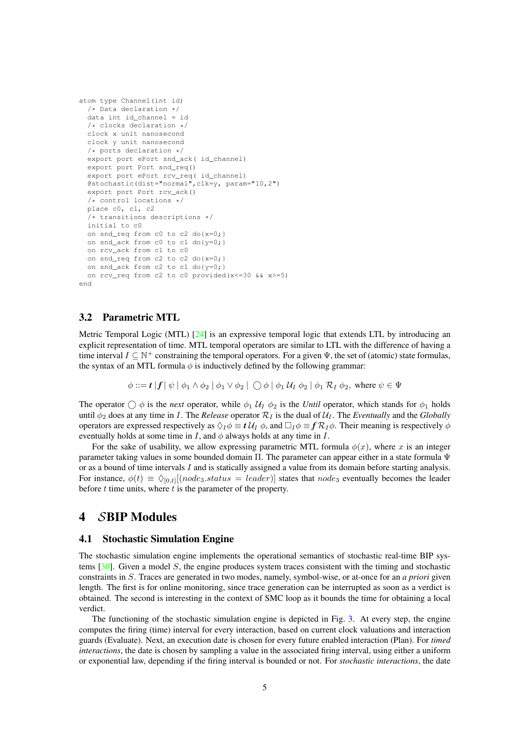```
atom type Channel(int id)
  /* Data declaration */
  data int id_channel = id
  /* clocks declaration */
  clock x unit nanosecond
  clock y unit nanosecond
  /* ports declaration */
  export port ePort snd_ack( id_channel)
  export port Port snd_req()
  export port ePort rcv_req( id_channel)
  @stochastic(dist="normal",clk=y, param="10,2")
  export port Port rcv_ack()
  /* control locations */
  place c0, c1, c2
  /* transitions descriptions */
  initial to c0
  on snd_req from c0 to c2 do{x=0;}
  on snd_ack from c0 to c1 do{y=0;}
  on rcv_ack from c1 to c0
  on snd_req from c2 to c2 do{x=0;}
  on snd_ack from c2 to c1 do{y=0;}
  on rcv_req from c2 to c0 provided(x<=30 && x>=5)
end
```

### 3.2 Parametric MTL

Metric Temporal Logic (MTL) [24] is an expressive temporal logic that extends LTL by introducing an explicit representation of time. MTL temporal operators are similar to LTL with the difference of having a time interval $I \subseteq \mathbb{N}^+$ constraining the temporal operators. For a given $\Psi$, the set of (atomic) state formulas, the syntax of an MTL formula $\phi$ is inductively defined by the following grammar:

$$\phi ::= \boldsymbol{t} \,|\, \boldsymbol{f} \,|\, \psi \,|\, \phi_1 \wedge \phi_2 \,|\, \phi_1 \vee \phi_2 \,|\, \bigcirc \phi \,|\, \phi_1 \, \mathcal{U}_I \, \phi_2 \,|\, \phi_1 \, \mathcal{R}_I \, \phi_2, \text{ where } \psi \in \Psi$$

The operator $\bigcirc\, \phi$ is the *next* operator, while $\phi_1 \, \mathcal{U}_I \, \phi_2$ is the *Until* operator, which stands for $\phi_1$ holds until $\phi_2$ does at any time in $I$. The *Release* operator $\mathcal{R}_I$ is the dual of $\mathcal{U}_I$. The *Eventually* and the *Globally* operators are expressed respectively as $\Diamond_I \phi \equiv \boldsymbol{t}\, \mathcal{U}_I \, \phi$, and $\Box_I \phi \equiv \boldsymbol{f}\, \mathcal{R}_I \phi$. Their meaning is respectively $\phi$ eventually holds at some time in $I$, and $\phi$ always holds at any time in $I$.

For the sake of usability, we allow expressing parametric MTL formula $\phi(x)$, where $x$ is an integer parameter taking values in some bounded domain $\Pi$. The parameter can appear either in a state formula $\Psi$ or as a bound of time intervals $I$ and is statically assigned a value from its domain before starting analysis. For instance, $\phi(t) \equiv \Diamond_{[0,t]}[(node_3.status = leader)]$ states that $node_3$ eventually becomes the leader before $t$ time units, where $t$ is the parameter of the property.

## 4 $\mathcal{S}$BIP Modules

### 4.1 Stochastic Simulation Engine

The stochastic simulation engine implements the operational semantics of stochastic real-time BIP systems [30]. Given a model $S$, the engine produces system traces consistent with the timing and stochastic constraints in $S$. Traces are generated in two modes, namely, symbol-wise, or at-once for an *a priori* given length. The first is for online monitoring, since trace generation can be interrupted as soon as a verdict is obtained. The second is interesting in the context of SMC loop as it bounds the time for obtaining a local verdict.

The functioning of the stochastic simulation engine is depicted in Fig. 3. At every step, the engine computes the firing (time) interval for every interaction, based on current clock valuations and interaction guards (Evaluate). Next, an execution date is chosen for every future enabled interaction (Plan). For *timed interactions*, the date is chosen by sampling a value in the associated firing interval, using either a uniform or exponential law, depending if the firing interval is bounded or not. For *stochastic interactions*, the date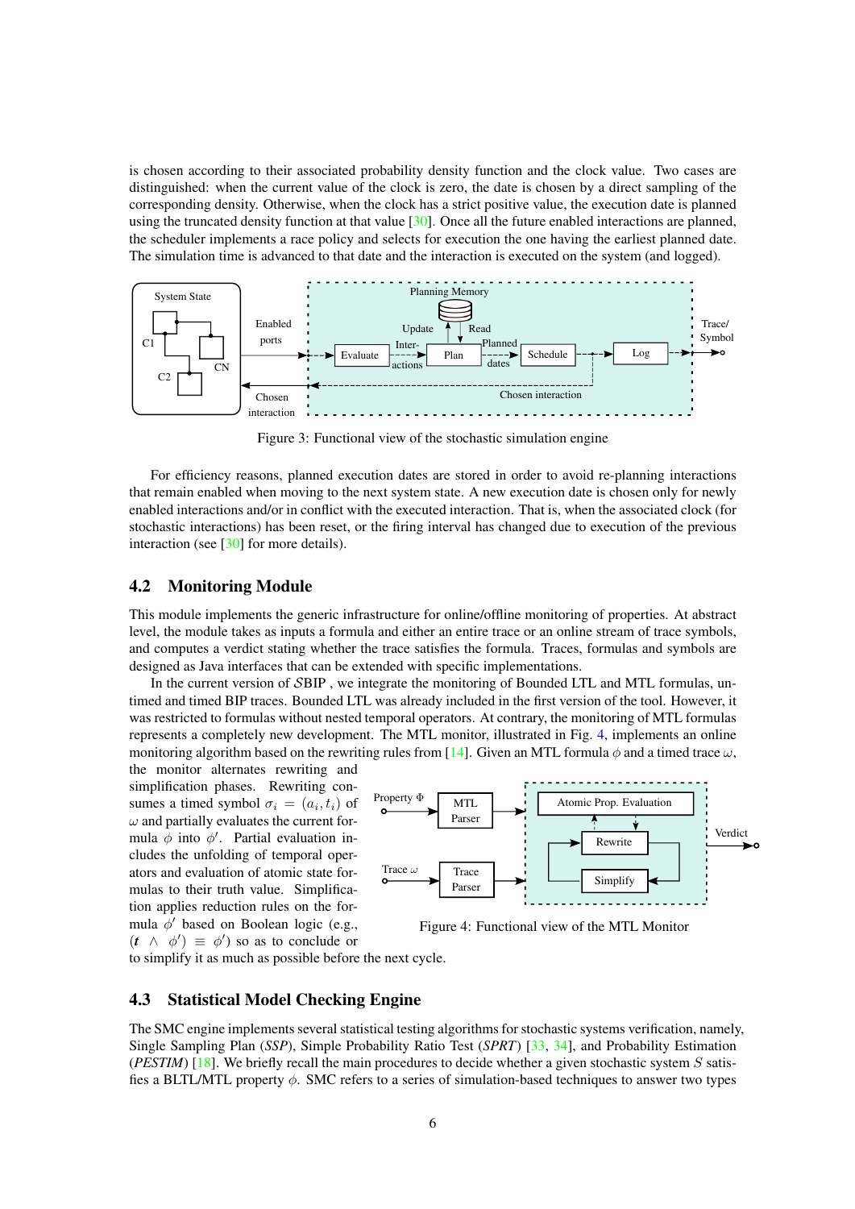is chosen according to their associated probability density function and the clock value. Two cases are distinguished: when the current value of the clock is zero, the date is chosen by a direct sampling of the corresponding density. Otherwise, when the clock has a strict positive value, the execution date is planned using the truncated density function at that value [30]. Once all the future enabled interactions are planned, the scheduler implements a race policy and selects for execution the one having the earliest planned date. The simulation time is advanced to that date and the interaction is executed on the system (and logged).

Figure 3: Functional view of the stochastic simulation engine

For efficiency reasons, planned execution dates are stored in order to avoid re-planning interactions that remain enabled when moving to the next system state. A new execution date is chosen only for newly enabled interactions and/or in conflict with the executed interaction. That is, when the associated clock (for stochastic interactions) has been reset, or the firing interval has changed due to execution of the previous interaction (see [30] for more details).

## 4.2 Monitoring Module

This module implements the generic infrastructure for online/offline monitoring of properties. At abstract level, the module takes as inputs a formula and either an entire trace or an online stream of trace symbols, and computes a verdict stating whether the trace satisfies the formula. Traces, formulas and symbols are designed as Java interfaces that can be extended with specific implementations.

In the current version of $\mathcal{S}$BIP , we integrate the monitoring of Bounded LTL and MTL formulas, untimed and timed BIP traces. Bounded LTL was already included in the first version of the tool. However, it was restricted to formulas without nested temporal operators. At contrary, the monitoring of MTL formulas represents a completely new development. The MTL monitor, illustrated in Fig. 4, implements an online monitoring algorithm based on the rewriting rules from [14]. Given an MTL formula $\phi$ and a timed trace $\omega$, the monitor alternates rewriting and simplification phases. Rewriting consumes a timed symbol $\sigma_i = (a_i, t_i)$ of $\omega$ and partially evaluates the current formula $\phi$ into $\phi'$. Partial evaluation includes the unfolding of temporal operators and evaluation of atomic state formulas to their truth value. Simplification applies reduction rules on the formula $\phi'$ based on Boolean logic (e.g., $(\boldsymbol{t} \wedge \phi') \equiv \phi'$) so as to conclude or to simplify it as much as possible before the next cycle.

Figure 4: Functional view of the MTL Monitor

## 4.3 Statistical Model Checking Engine

The SMC engine implements several statistical testing algorithms for stochastic systems verification, namely, Single Sampling Plan (*SSP*), Simple Probability Ratio Test (*SPRT*) [33, 34], and Probability Estimation (*PESTIM*) [18]. We briefly recall the main procedures to decide whether a given stochastic system $S$ satisfies a BLTL/MTL property $\phi$. SMC refers to a series of simulation-based techniques to answer two types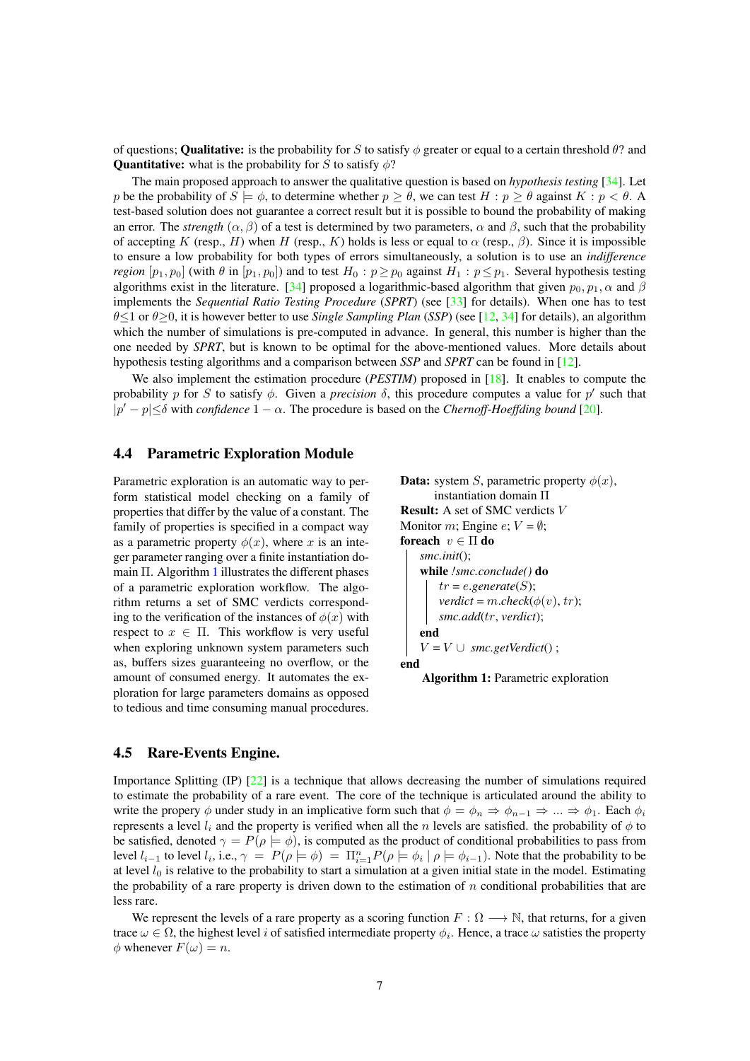of questions; **Qualitative:** is the probability for $S$ to satisfy $\phi$ greater or equal to a certain threshold $\theta$? and **Quantitative:** what is the probability for $S$ to satisfy $\phi$?

The main proposed approach to answer the qualitative question is based on *hypothesis testing* [34]. Let $p$ be the probability of $S \models \phi$, to determine whether $p \geq \theta$, we can test $H : p \geq \theta$ against $K : p < \theta$. A test-based solution does not guarantee a correct result but it is possible to bound the probability of making an error. The *strength* $(\alpha, \beta)$ of a test is determined by two parameters, $\alpha$ and $\beta$, such that the probability of accepting $K$ (resp., $H$) when $H$ (resp., $K$) holds is less or equal to $\alpha$ (resp., $\beta$). Since it is impossible to ensure a low probability for both types of errors simultaneously, a solution is to use an *indifference region* $[p_1, p_0]$ (with $\theta$ in $[p_1, p_0]$) and to test $H_0 : p \geq p_0$ against $H_1 : p \leq p_1$. Several hypothesis testing algorithms exist in the literature. [34] proposed a logarithmic-based algorithm that given $p_0, p_1, \alpha$ and $\beta$ implements the *Sequential Ratio Testing Procedure* (*SPRT*) (see [33] for details). When one has to test $\theta \leq 1$ or $\theta \geq 0$, it is however better to use *Single Sampling Plan* (*SSP*) (see [12, 34] for details), an algorithm which the number of simulations is pre-computed in advance. In general, this number is higher than the one needed by *SPRT*, but is known to be optimal for the above-mentioned values. More details about hypothesis testing algorithms and a comparison between *SSP* and *SPRT* can be found in [12].

We also implement the estimation procedure (*PESTIM*) proposed in [18]. It enables to compute the probability $p$ for $S$ to satisfy $\phi$. Given a *precision* $\delta$, this procedure computes a value for $p'$ such that $|p' - p| \leq \delta$ with *confidence* $1 - \alpha$. The procedure is based on the *Chernoff-Hoeffding bound* [20].

### 4.4 Parametric Exploration Module

Parametric exploration is an automatic way to perform statistical model checking on a family of properties that differ by the value of a constant. The family of properties is specified in a compact way as a parametric property $\phi(x)$, where $x$ is an integer parameter ranging over a finite instantiation domain $\Pi$. Algorithm 1 illustrates the different phases of a parametric exploration workflow. The algorithm returns a set of SMC verdicts corresponding to the verification of the instances of $\phi(x)$ with respect to $x \in \Pi$. This workflow is very useful when exploring unknown system parameters such as, buffers sizes guaranteeing no overflow, or the amount of consumed energy. It automates the exploration for large parameters domains as opposed to tedious and time consuming manual procedures.

```
Data: system S, parametric property φ(x),
      instantiation domain Π
Result: A set of SMC verdicts V
Monitor m; Engine e; V = ∅;
foreach v ∈ Π do
    smc.init();
    while !smc.conclude() do
        tr = e.generate(S);
        verdict = m.check(φ(v), tr);
        smc.add(tr, verdict);
    end
    V = V ∪ smc.getVerdict() ;
end
```

**Algorithm 1:** Parametric exploration

### 4.5 Rare-Events Engine.

Importance Splitting (IP) [22] is a technique that allows decreasing the number of simulations required to estimate the probability of a rare event. The core of the technique is articulated around the ability to write the propery $\phi$ under study in an implicative form such that $\phi = \phi_n \Rightarrow \phi_{n-1} \Rightarrow \ldots \Rightarrow \phi_1$. Each $\phi_i$ represents a level $l_i$ and the property is verified when all the $n$ levels are satisfied. the probability of $\phi$ to be satisfied, denoted $\gamma = P(\rho \models \phi)$, is computed as the product of conditional probabilities to pass from level $l_{i-1}$ to level $l_i$, i.e., $\gamma = P(\rho \models \phi) = \Pi_{i=1}^{n} P(\rho \models \phi_i \mid \rho \models \phi_{i-1})$. Note that the probability to be at level $l_0$ is relative to the probability to start a simulation at a given initial state in the model. Estimating the probability of a rare property is driven down to the estimation of $n$ conditional probabilities that are less rare.

We represent the levels of a rare property as a scoring function $F : \Omega \longrightarrow \mathbb{N}$, that returns, for a given trace $\omega \in \Omega$, the highest level $i$ of satisfied intermediate property $\phi_i$. Hence, a trace $\omega$ satisties the property $\phi$ whenever $F(\omega) = n$.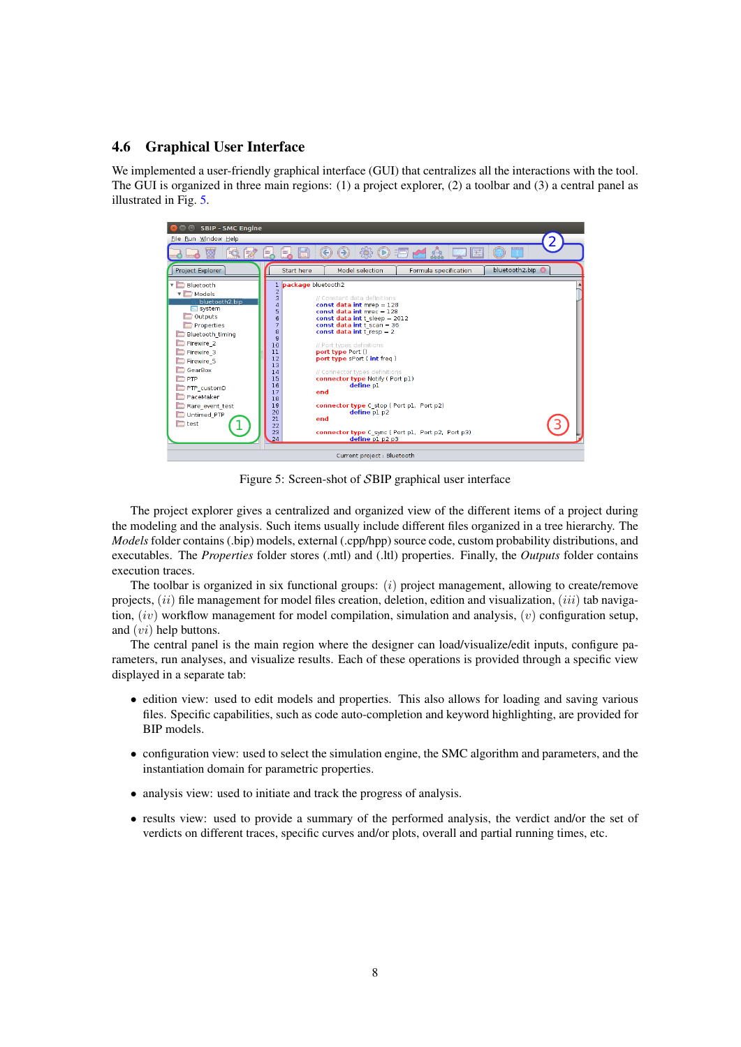### 4.6 Graphical User Interface

We implemented a user-friendly graphical interface (GUI) that centralizes all the interactions with the tool. The GUI is organized in three main regions: (1) a project explorer, (2) a toolbar and (3) a central panel as illustrated in Fig. 5.

Figure 5: Screen-shot of $\mathcal{S}$BIP graphical user interface

The project explorer gives a centralized and organized view of the different items of a project during the modeling and the analysis. Such items usually include different files organized in a tree hierarchy. The *Models* folder contains (.bip) models, external (.cpp/hpp) source code, custom probability distributions, and executables. The *Properties* folder stores (.mtl) and (.ltl) properties. Finally, the *Outputs* folder contains execution traces.

The toolbar is organized in six functional groups: $(i)$ project management, allowing to create/remove projects, $(ii)$ file management for model files creation, deletion, edition and visualization, $(iii)$ tab navigation, $(iv)$ workflow management for model compilation, simulation and analysis, $(v)$ configuration setup, and $(vi)$ help buttons.

The central panel is the main region where the designer can load/visualize/edit inputs, configure parameters, run analyses, and visualize results. Each of these operations is provided through a specific view displayed in a separate tab:

- edition view: used to edit models and properties. This also allows for loading and saving various files. Specific capabilities, such as code auto-completion and keyword highlighting, are provided for BIP models.
- configuration view: used to select the simulation engine, the SMC algorithm and parameters, and the instantiation domain for parametric properties.
- analysis view: used to initiate and track the progress of analysis.
- results view: used to provide a summary of the performed analysis, the verdict and/or the set of verdicts on different traces, specific curves and/or plots, overall and partial running times, etc.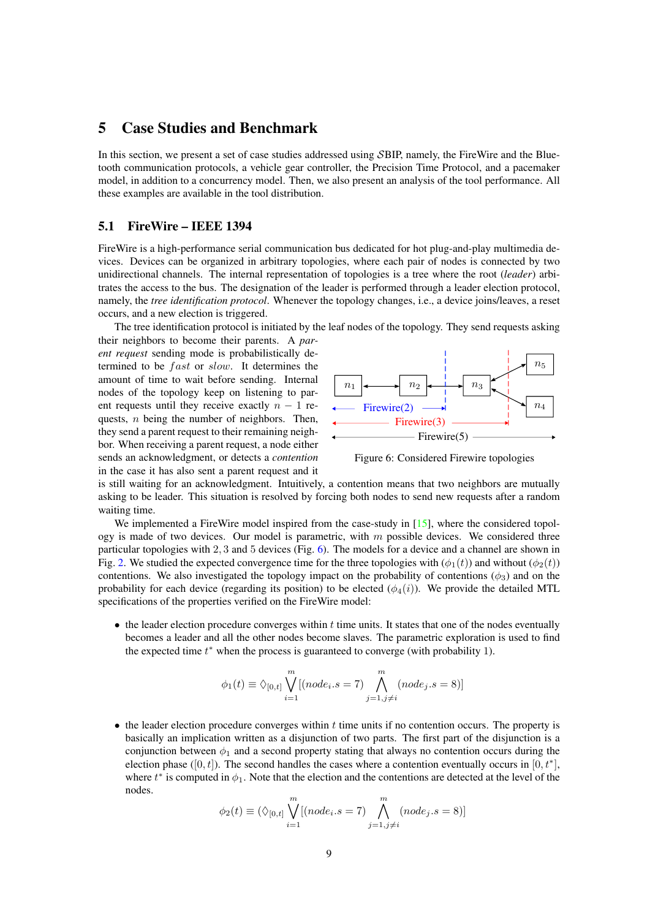# 5 Case Studies and Benchmark

In this section, we present a set of case studies addressed using $\mathcal{S}$BIP, namely, the FireWire and the Bluetooth communication protocols, a vehicle gear controller, the Precision Time Protocol, and a pacemaker model, in addition to a concurrency model. Then, we also present an analysis of the tool performance. All these examples are available in the tool distribution.

## 5.1 FireWire – IEEE 1394

FireWire is a high-performance serial communication bus dedicated for hot plug-and-play multimedia devices. Devices can be organized in arbitrary topologies, where each pair of nodes is connected by two unidirectional channels. The internal representation of topologies is a tree where the root (*leader*) arbitrates the access to the bus. The designation of the leader is performed through a leader election protocol, namely, the *tree identification protocol*. Whenever the topology changes, i.e., a device joins/leaves, a reset occurs, and a new election is triggered.

The tree identification protocol is initiated by the leaf nodes of the topology. They send requests asking their neighbors to become their parents. A *parent request* sending mode is probabilistically determined to be $fast$ or $slow$. It determines the amount of time to wait before sending. Internal nodes of the topology keep on listening to parent requests until they receive exactly $n-1$ requests, $n$ being the number of neighbors. Then, they send a parent request to their remaining neighbor. When receiving a parent request, a node either sends an acknowledgment, or detects a *contention* in the case it has also sent a parent request and it is still waiting for an acknowledgment. Intuitively, a contention means that two neighbors are mutually asking to be leader. This situation is resolved by forcing both nodes to send new requests after a random waiting time.

Figure 6: Considered Firewire topologies

We implemented a FireWire model inspired from the case-study in [15], where the considered topology is made of two devices. Our model is parametric, with $m$ possible devices. We considered three particular topologies with 2, 3 and 5 devices (Fig. 6). The models for a device and a channel are shown in Fig. 2. We studied the expected convergence time for the three topologies with ($\phi_1(t)$) and without ($\phi_2(t)$) contentions. We also investigated the topology impact on the probability of contentions ($\phi_3$) and on the probability for each device (regarding its position) to be elected ($\phi_4(i)$). We provide the detailed MTL specifications of the properties verified on the FireWire model:

- the leader election procedure converges within $t$ time units. It states that one of the nodes eventually becomes a leader and all the other nodes become slaves. The parametric exploration is used to find the expected time $t^*$ when the process is guaranteed to converge (with probability 1).

$$\phi_1(t) \equiv \Diamond_{[0,t]} \bigvee_{i=1}^{m} [(node_i.s = 7) \bigwedge_{j=1, j\neq i}^{m} (node_j.s = 8)]$$

- the leader election procedure converges within $t$ time units if no contention occurs. The property is basically an implication written as a disjunction of two parts. The first part of the disjunction is a conjunction between $\phi_1$ and a second property stating that always no contention occurs during the election phase ($[0,t]$). The second handles the cases where a contention eventually occurs in $[0,t^*]$, where $t^*$ is computed in $\phi_1$. Note that the election and the contentions are detected at the level of the nodes.

$$\phi_2(t) \equiv (\Diamond_{[0,t]} \bigvee_{i=1}^{m} [(node_i.s = 7) \bigwedge_{j=1, j\neq i}^{m} (node_j.s = 8)]$$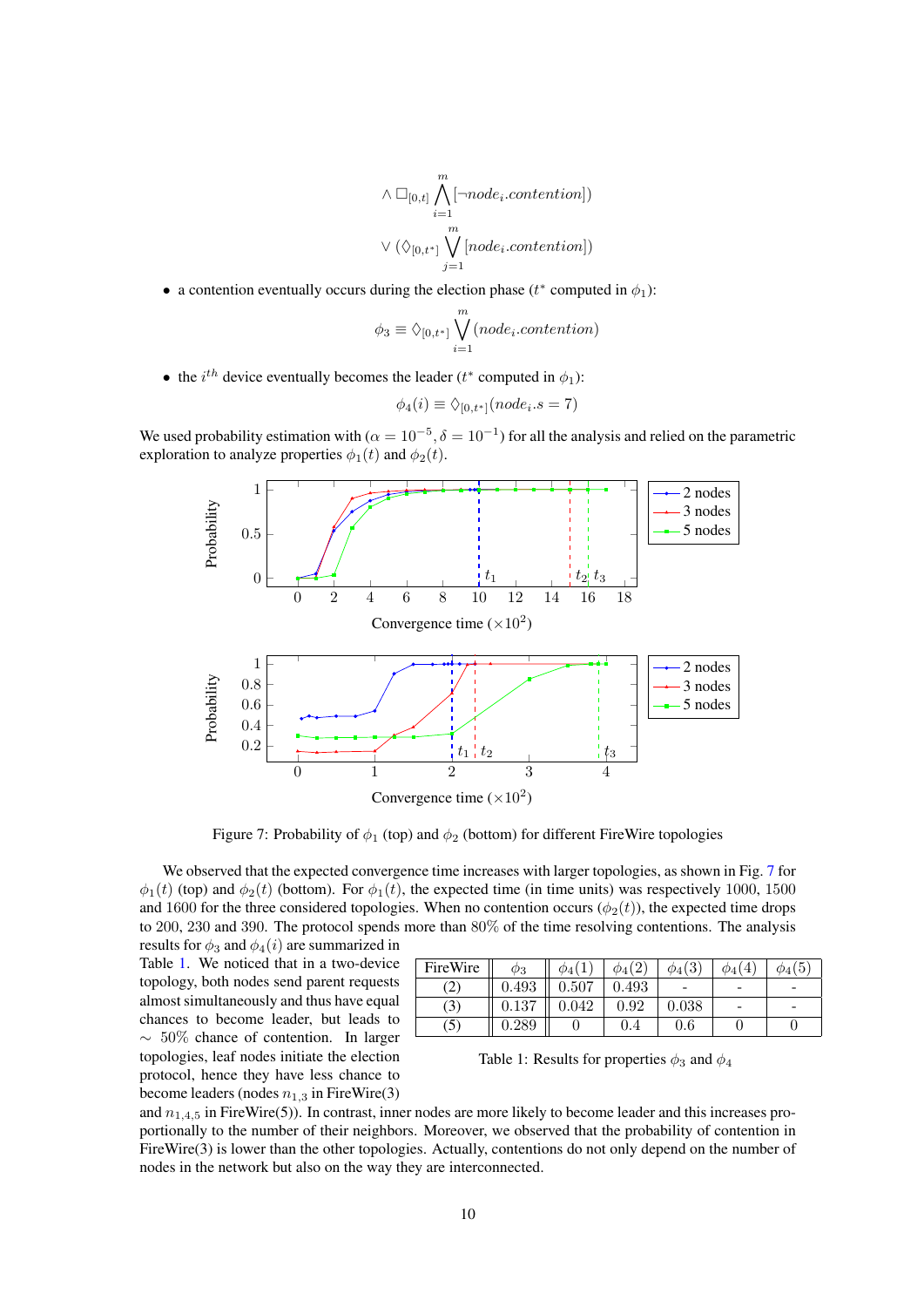$$\wedge \square_{[0,t]} \bigwedge_{i=1}^{m} [\neg node_i.contention])$$

$$\vee (\lozenge_{[0,t^*]} \bigvee_{j=1}^{m} [node_i.contention])$$

- a contention eventually occurs during the election phase ($t^*$ computed in $\phi_1$):

$$\phi_3 \equiv \lozenge_{[0,t^*]} \bigvee_{i=1}^{m} (node_i.contention)$$

- the $i^{th}$ device eventually becomes the leader ($t^*$ computed in $\phi_1$):

$$\phi_4(i) \equiv \lozenge_{[0,t^*]}(node_i.s = 7)$$

We used probability estimation with ($\alpha = 10^{-5}, \delta = 10^{-1}$) for all the analysis and relied on the parametric exploration to analyze properties $\phi_1(t)$ and $\phi_2(t)$.

Figure 7: Probability of $\phi_1$ (top) and $\phi_2$ (bottom) for different FireWire topologies

We observed that the expected convergence time increases with larger topologies, as shown in Fig. 7 for $\phi_1(t)$ (top) and $\phi_2(t)$ (bottom). For $\phi_1(t)$, the expected time (in time units) was respectively 1000, 1500 and 1600 for the three considered topologies. When no contention occurs ($\phi_2(t)$), the expected time drops to 200, 230 and 390. The protocol spends more than 80% of the time resolving contentions. The analysis results for $\phi_3$ and $\phi_4(i)$ are summarized in Table 1. We noticed that in a two-device topology, both nodes send parent requests almost simultaneously and thus have equal chances to become leader, but leads to $\sim$ 50% chance of contention. In larger topologies, leaf nodes initiate the election protocol, hence they have less chance to become leaders (nodes $n_{1,3}$ in FireWire(3) and $n_{1,4,5}$ in FireWire(5)). In contrast, inner nodes are more likely to become leader and this increases proportionally to the number of their neighbors. Moreover, we observed that the probability of contention in FireWire(3) is lower than the other topologies. Actually, contentions do not only depend on the number of nodes in the network but also on the way they are interconnected.

| FireWire | $\phi_3$ | $\phi_4(1)$ | $\phi_4(2)$ | $\phi_4(3)$ | $\phi_4(4)$ | $\phi_4(5)$ |
|---|---|---|---|---|---|---|
| (2) | 0.493 | 0.507 | 0.493 | - | - | - |
| (3) | 0.137 | 0.042 | 0.92 | 0.038 | - | - |
| (5) | 0.289 | 0 | 0.4 | 0.6 | 0 | 0 |

Table 1: Results for properties $\phi_3$ and $\phi_4$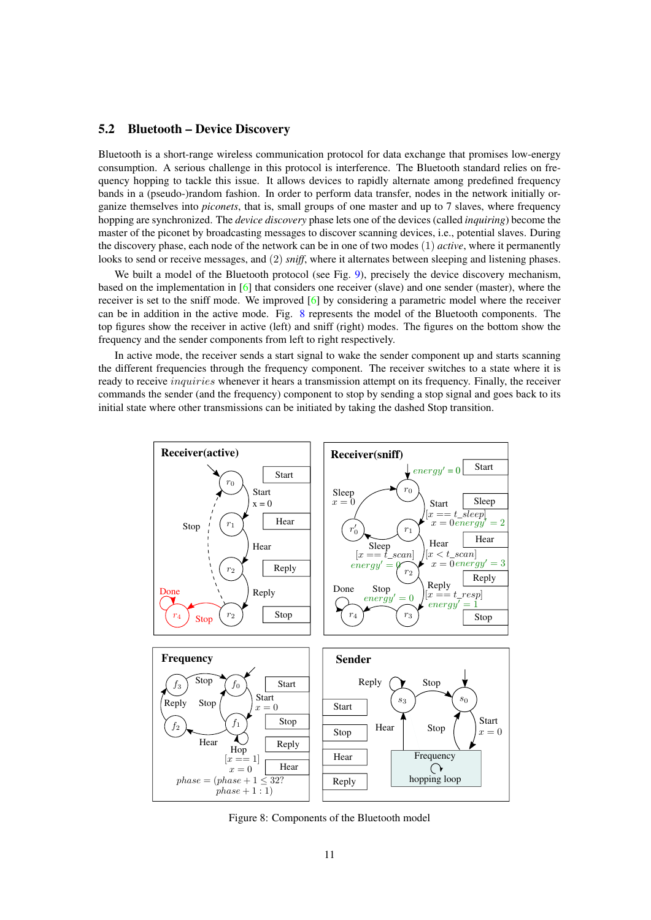### 5.2 Bluetooth – Device Discovery

Bluetooth is a short-range wireless communication protocol for data exchange that promises low-energy consumption. A serious challenge in this protocol is interference. The Bluetooth standard relies on frequency hopping to tackle this issue. It allows devices to rapidly alternate among predefined frequency bands in a (pseudo-)random fashion. In order to perform data transfer, nodes in the network initially organize themselves into *piconets*, that is, small groups of one master and up to 7 slaves, where frequency hopping are synchronized. The *device discovery* phase lets one of the devices (called *inquiring*) become the master of the piconet by broadcasting messages to discover scanning devices, i.e., potential slaves. During the discovery phase, each node of the network can be in one of two modes (1) *active*, where it permanently looks to send or receive messages, and (2) *sniff*, where it alternates between sleeping and listening phases.

We built a model of the Bluetooth protocol (see Fig. 9), precisely the device discovery mechanism, based on the implementation in [6] that considers one receiver (slave) and one sender (master), where the receiver is set to the sniff mode. We improved [6] by considering a parametric model where the receiver can be in addition in the active mode. Fig. 8 represents the model of the Bluetooth components. The top figures show the receiver in active (left) and sniff (right) modes. The figures on the bottom show the frequency and the sender components from left to right respectively.

In active mode, the receiver sends a start signal to wake the sender component up and starts scanning the different frequencies through the frequency component. The receiver switches to a state where it is ready to receive $inquiries$ whenever it hears a transmission attempt on its frequency. Finally, the receiver commands the sender (and the frequency) component to stop by sending a stop signal and goes back to its initial state where other transmissions can be initiated by taking the dashed Stop transition.

Figure 8: Components of the Bluetooth model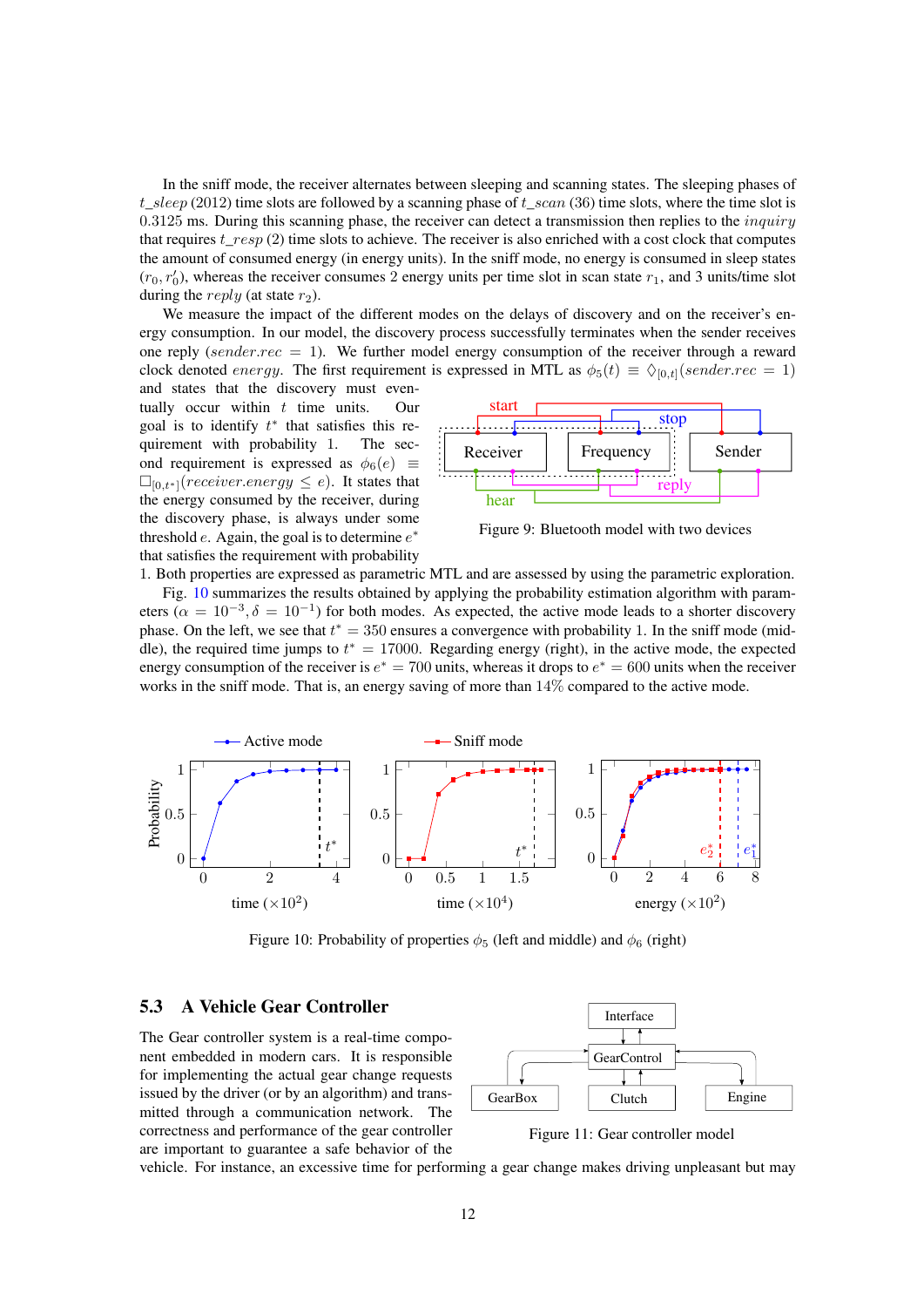In the sniff mode, the receiver alternates between sleeping and scanning states. The sleeping phases of $t\_sleep$ (2012) time slots are followed by a scanning phase of $t\_scan$ (36) time slots, where the time slot is 0.3125 ms. During this scanning phase, the receiver can detect a transmission then replies to the $inquiry$ that requires $t\_resp$ (2) time slots to achieve. The receiver is also enriched with a cost clock that computes the amount of consumed energy (in energy units). In the sniff mode, no energy is consumed in sleep states $(r_0, r_0')$, whereas the receiver consumes 2 energy units per time slot in scan state $r_1$, and 3 units/time slot during the $reply$ (at state $r_2$).

We measure the impact of the different modes on the delays of discovery and on the receiver's energy consumption. In our model, the discovery process successfully terminates when the sender receives one reply ($sender.rec = 1$). We further model energy consumption of the receiver through a reward clock denoted $energy$. The first requirement is expressed in MTL as $\phi_5(t) \equiv \Diamond_{[0,t]}(sender.rec = 1)$ and states that the discovery must eventually occur within $t$ time units. Our goal is to identify $t^*$ that satisfies this requirement with probability 1. The second requirement is expressed as $\phi_6(e) \equiv \Box_{[0,t^*]}(receiver.energy \leq e)$. It states that the energy consumed by the receiver, during the discovery phase, is always under some threshold $e$. Again, the goal is to determine $e^*$ that satisfies the requirement with probability 1. Both properties are expressed as parametric MTL and are assessed by using the parametric exploration.

Figure 9: Bluetooth model with two devices

Fig. 10 summarizes the results obtained by applying the probability estimation algorithm with parameters ($\alpha = 10^{-3}, \delta = 10^{-1}$) for both modes. As expected, the active mode leads to a shorter discovery phase. On the left, we see that $t^* = 350$ ensures a convergence with probability 1. In the sniff mode (middle), the required time jumps to $t^* = 17000$. Regarding energy (right), in the active mode, the expected energy consumption of the receiver is $e^* = 700$ units, whereas it drops to $e^* = 600$ units when the receiver works in the sniff mode. That is, an energy saving of more than 14% compared to the active mode.

Figure 10: Probability of properties $\phi_5$ (left and middle) and $\phi_6$ (right)

## 5.3 A Vehicle Gear Controller

The Gear controller system is a real-time component embedded in modern cars. It is responsible for implementing the actual gear change requests issued by the driver (or by an algorithm) and transmitted through a communication network. The correctness and performance of the gear controller are important to guarantee a safe behavior of the vehicle. For instance, an excessive time for performing a gear change makes driving unpleasant but may

Figure 11: Gear controller model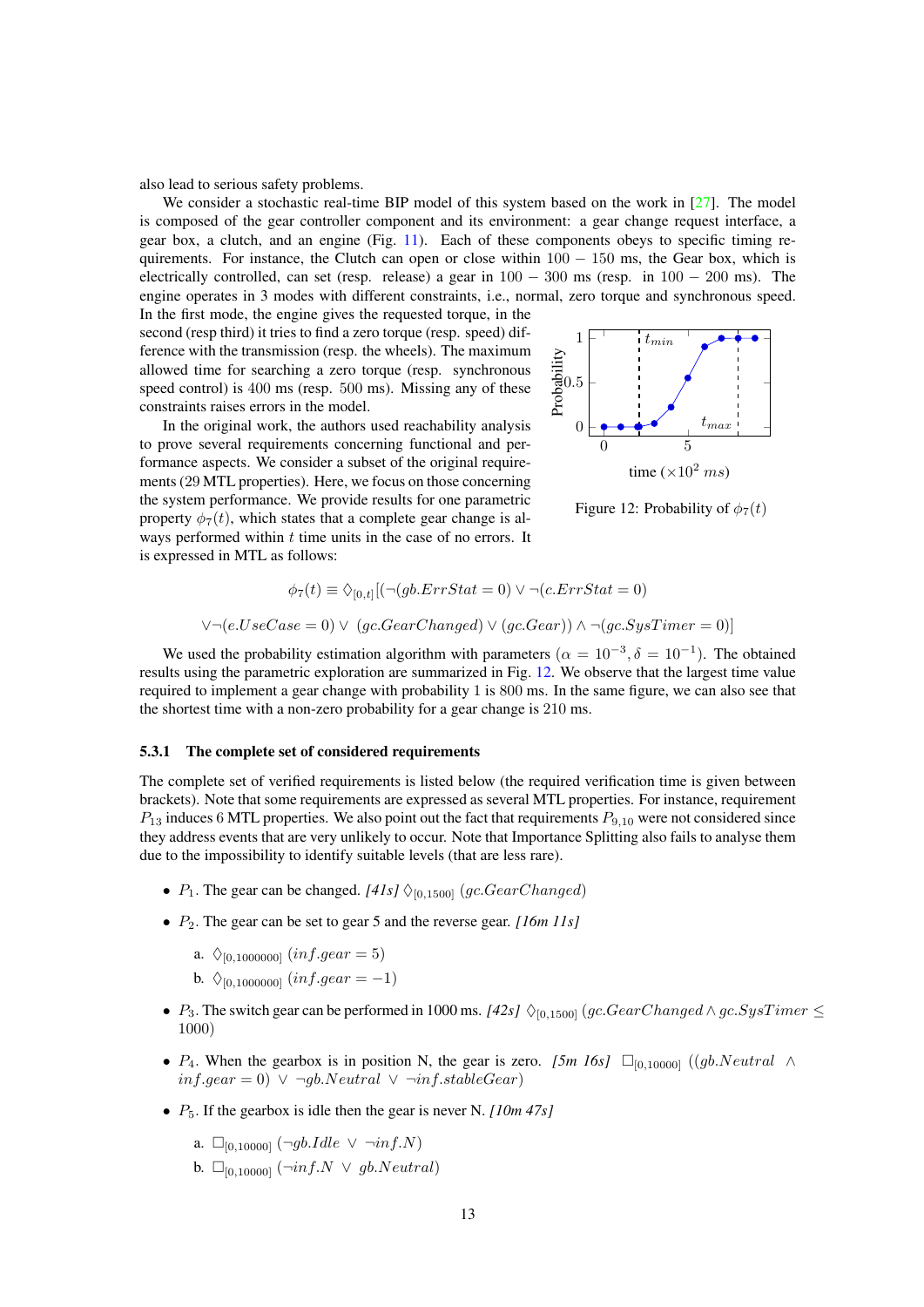also lead to serious safety problems.

We consider a stochastic real-time BIP model of this system based on the work in [27]. The model is composed of the gear controller component and its environment: a gear change request interface, a gear box, a clutch, and an engine (Fig. 11). Each of these components obeys to specific timing requirements. For instance, the Clutch can open or close within $100 - 150$ ms, the Gear box, which is electrically controlled, can set (resp. release) a gear in $100 - 300$ ms (resp. in $100 - 200$ ms). The engine operates in 3 modes with different constraints, i.e., normal, zero torque and synchronous speed. In the first mode, the engine gives the requested torque, in the second (resp third) it tries to find a zero torque (resp. speed) difference with the transmission (resp. the wheels). The maximum allowed time for searching a zero torque (resp. synchronous speed control) is 400 ms (resp. 500 ms). Missing any of these constraints raises errors in the model.

In the original work, the authors used reachability analysis to prove several requirements concerning functional and performance aspects. We consider a subset of the original requirements (29 MTL properties). Here, we focus on those concerning the system performance. We provide results for one parametric property $\phi_7(t)$, which states that a complete gear change is always performed within $t$ time units in the case of no errors. It is expressed in MTL as follows:

Figure 12: Probability of $\phi_7(t)$

$$\phi_7(t) \equiv \Diamond_{[0,t]}[(\neg(gb.ErrStat = 0) \vee \neg(c.ErrStat = 0)$$

$$\vee\neg(e.UseCase = 0) \vee \; (gc.GearChanged) \vee (gc.Gear)) \wedge \neg(gc.SysTimer = 0)]$$

We used the probability estimation algorithm with parameters ($\alpha = 10^{-3}, \delta = 10^{-1}$). The obtained results using the parametric exploration are summarized in Fig. 12. We observe that the largest time value required to implement a gear change with probability 1 is 800 ms. In the same figure, we can also see that the shortest time with a non-zero probability for a gear change is 210 ms.

### 5.3.1 The complete set of considered requirements

The complete set of verified requirements is listed below (the required verification time is given between brackets). Note that some requirements are expressed as several MTL properties. For instance, requirement $P_{13}$ induces 6 MTL properties. We also point out the fact that requirements $P_{9,10}$ were not considered since they address events that are very unlikely to occur. Note that Importance Splitting also fails to analyse them due to the impossibility to identify suitable levels (that are less rare).

- $P_1$. The gear can be changed. *[41s]* $\Diamond_{[0,1500]}$ $(gc.GearChanged)$
- $P_2$. The gear can be set to gear 5 and the reverse gear. *[16m 11s]*
  - a. $\Diamond_{[0,1000000]}$ $(inf.gear = 5)$
  - b. $\Diamond_{[0,1000000]}$ $(inf.gear = -1)$
- $P_3$. The switch gear can be performed in 1000 ms. *[42s]* $\Diamond_{[0,1500]}$ $(gc.GearChanged \wedge gc.SysTimer \leq 1000)$
- $P_4$. When the gearbox is in position N, the gear is zero. *[5m 16s]* $\Box_{[0,10000]}$ $((gb.Neutral \;\wedge\; inf.gear = 0) \;\vee\; \neg gb.Neutral \;\vee\; \neg inf.stableGear)$
- $P_5$. If the gearbox is idle then the gear is never N. *[10m 47s]*
  - a. $\Box_{[0,10000]}$ $(\neg gb.Idle \;\vee\; \neg inf.N)$
  - b. $\Box_{[0,10000]}$ $(\neg inf.N \;\vee\; gb.Neutral)$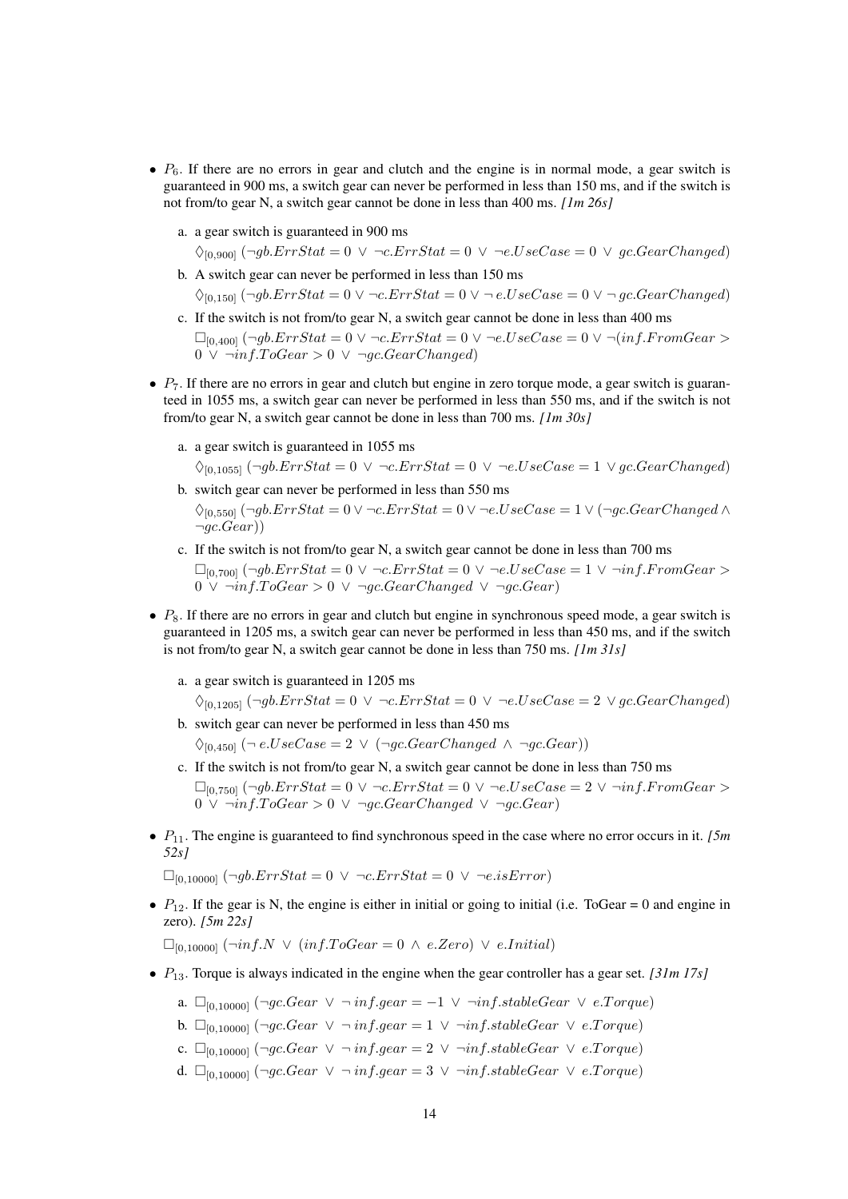- $P_6$. If there are no errors in gear and clutch and the engine is in normal mode, a gear switch is guaranteed in 900 ms, a switch gear can never be performed in less than 150 ms, and if the switch is not from/to gear N, a switch gear cannot be done in less than 400 ms. *[1m 26s]*

  a. a gear switch is guaranteed in 900 ms

     $\Diamond_{[0,900]}\ (\neg gb.ErrStat = 0\ \vee\ \neg c.ErrStat = 0\ \vee\ \neg e.UseCase = 0\ \vee\ gc.GearChanged)$

  b. A switch gear can never be performed in less than 150 ms

     $\Diamond_{[0,150]}\ (\neg gb.ErrStat = 0 \vee \neg c.ErrStat = 0 \vee \neg\, e.UseCase = 0 \vee \neg\, gc.GearChanged)$

  c. If the switch is not from/to gear N, a switch gear cannot be done in less than 400 ms

     $\Box_{[0,400]}\ (\neg gb.ErrStat = 0 \vee \neg c.ErrStat = 0 \vee \neg e.UseCase = 0 \vee \neg(inf.FromGear > 0\ \vee\ \neg inf.ToGear > 0\ \vee\ \neg gc.GearChanged)$

- $P_7$. If there are no errors in gear and clutch but engine in zero torque mode, a gear switch is guaranteed in 1055 ms, a switch gear can never be performed in less than 550 ms, and if the switch is not from/to gear N, a switch gear cannot be done in less than 700 ms. *[1m 30s]*

  a. a gear switch is guaranteed in 1055 ms

     $\Diamond_{[0,1055]}\ (\neg gb.ErrStat = 0\ \vee\ \neg c.ErrStat = 0\ \vee\ \neg e.UseCase = 1\ \vee gc.GearChanged)$

  b. switch gear can never be performed in less than 550 ms

     $\Diamond_{[0,550]}\ (\neg gb.ErrStat = 0 \vee \neg c.ErrStat = 0 \vee \neg e.UseCase = 1 \vee (\neg gc.GearChanged \wedge \neg gc.Gear))$

  c. If the switch is not from/to gear N, a switch gear cannot be done in less than 700 ms

     $\Box_{[0,700]}\ (\neg gb.ErrStat = 0\ \vee\ \neg c.ErrStat = 0\ \vee\ \neg e.UseCase = 1\ \vee\ \neg inf.FromGear > 0\ \vee\ \neg inf.ToGear > 0\ \vee\ \neg gc.GearChanged\ \vee\ \neg gc.Gear)$

- $P_8$. If there are no errors in gear and clutch but engine in synchronous speed mode, a gear switch is guaranteed in 1205 ms, a switch gear can never be performed in less than 450 ms, and if the switch is not from/to gear N, a switch gear cannot be done in less than 750 ms. *[1m 31s]*

  a. a gear switch is guaranteed in 1205 ms

     $\Diamond_{[0,1205]}\ (\neg gb.ErrStat = 0\ \vee\ \neg c.ErrStat = 0\ \vee\ \neg e.UseCase = 2\ \vee gc.GearChanged)$

  b. switch gear can never be performed in less than 450 ms

     $\Diamond_{[0,450]}\ (\neg\, e.UseCase = 2\ \vee\ (\neg gc.GearChanged\ \wedge\ \neg gc.Gear))$

  c. If the switch is not from/to gear N, a switch gear cannot be done in less than 750 ms

     $\Box_{[0,750]}\ (\neg gb.ErrStat = 0 \vee \neg c.ErrStat = 0 \vee \neg e.UseCase = 2 \vee \neg inf.FromGear > 0\ \vee\ \neg inf.ToGear > 0\ \vee\ \neg gc.GearChanged\ \vee\ \neg gc.Gear)$

- $P_{11}$. The engine is guaranteed to find synchronous speed in the case where no error occurs in it. *[5m 52s]*

  $\Box_{[0,10000]}\ (\neg gb.ErrStat = 0\ \vee\ \neg c.ErrStat = 0\ \vee\ \neg e.isError)$

- $P_{12}$. If the gear is N, the engine is either in initial or going to initial (i.e. ToGear = 0 and engine in zero). *[5m 22s]*

  $\Box_{[0,10000]}\ (\neg inf.N\ \vee\ (inf.ToGear = 0\ \wedge\ e.Zero)\ \vee\ e.Initial)$

- $P_{13}$. Torque is always indicated in the engine when the gear controller has a gear set. *[31m 17s]*

  a. $\Box_{[0,10000]}\ (\neg gc.Gear\ \vee\ \neg\, inf.gear = -1\ \vee\ \neg inf.stableGear\ \vee\ e.Torque)$

  b. $\Box_{[0,10000]}\ (\neg gc.Gear\ \vee\ \neg\, inf.gear = 1\ \vee\ \neg inf.stableGear\ \vee\ e.Torque)$

  c. $\Box_{[0,10000]}\ (\neg gc.Gear\ \vee\ \neg\, inf.gear = 2\ \vee\ \neg inf.stableGear\ \vee\ e.Torque)$

  d. $\Box_{[0,10000]}\ (\neg gc.Gear\ \vee\ \neg\, inf.gear = 3\ \vee\ \neg inf.stableGear\ \vee\ e.Torque)$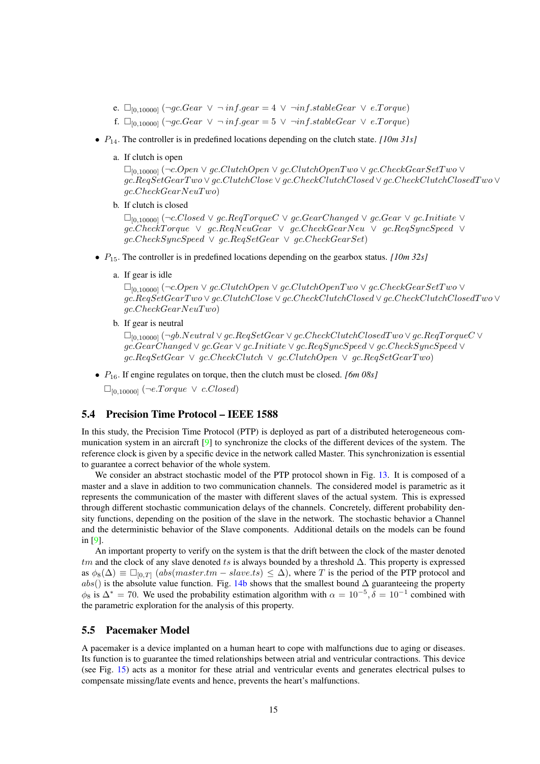e. $\Box_{[0,10000]}\ (\neg gc.Gear\ \vee\ \neg\ inf.gear = 4\ \vee\ \neg inf.stableGear\ \vee\ e.Torque)$

f. $\Box_{[0,10000]}\ (\neg gc.Gear\ \vee\ \neg\ inf.gear = 5\ \vee\ \neg inf.stableGear\ \vee\ e.Torque)$

- $P_{14}$. The controller is in predefined locations depending on the clutch state. *[10m 31s]*

  a. If clutch is open

  $\Box_{[0,10000]}\ (\neg c.Open \vee gc.ClutchOpen \vee gc.ClutchOpenTwo \vee gc.CheckGearSetTwo \vee gc.ReqSetGearTwo \vee gc.ClutchClose \vee gc.CheckClutchClosed \vee gc.CheckClutchClosedTwo \vee gc.CheckGearNeuTwo)$

  b. If clutch is closed

  $\Box_{[0,10000]}\ (\neg c.Closed \vee gc.ReqTorqueC \vee gc.GearChanged \vee gc.Gear \vee gc.Initiate \vee gc.CheckTorque \vee gc.ReqNeuGear \vee gc.CheckGearNeu \vee gc.ReqSyncSpeed \vee gc.CheckSyncSpeed \vee gc.ReqSetGear \vee gc.CheckGearSet)$

- $P_{15}$. The controller is in predefined locations depending on the gearbox status. *[10m 32s]*

  a. If gear is idle

  $\Box_{[0,10000]}\ (\neg c.Open \vee gc.ClutchOpen \vee gc.ClutchOpenTwo \vee gc.CheckGearSetTwo \vee gc.ReqSetGearTwo \vee gc.ClutchClose \vee gc.CheckClutchClosed \vee gc.CheckClutchClosedTwo \vee gc.CheckGearNeuTwo)$

  b. If gear is neutral

  $\Box_{[0,10000]}\ (\neg gb.Neutral \vee gc.ReqSetGear \vee gc.CheckClutchClosedTwo \vee gc.ReqTorqueC \vee gc.GearChanged \vee gc.Gear \vee gc.Initiate \vee gc.ReqSyncSpeed \vee gc.CheckSyncSpeed \vee gc.ReqSetGear \vee gc.CheckClutch \vee gc.ClutchOpen \vee gc.ReqSetGearTwo)$

- $P_{16}$. If engine regulates on torque, then the clutch must be closed. *[6m 08s]*

  $\Box_{[0,10000]}\ (\neg e.Torque\ \vee\ c.Closed)$

## 5.4 Precision Time Protocol – IEEE 1588

In this study, the Precision Time Protocol (PTP) is deployed as part of a distributed heterogeneous communication system in an aircraft [9] to synchronize the clocks of the different devices of the system. The reference clock is given by a specific device in the network called Master. This synchronization is essential to guarantee a correct behavior of the whole system.

We consider an abstract stochastic model of the PTP protocol shown in Fig. 13. It is composed of a master and a slave in addition to two communication channels. The considered model is parametric as it represents the communication of the master with different slaves of the actual system. This is expressed through different stochastic communication delays of the channels. Concretely, different probability density functions, depending on the position of the slave in the network. The stochastic behavior a Channel and the deterministic behavior of the Slave components. Additional details on the models can be found in [9].

An important property to verify on the system is that the drift between the clock of the master denoted $tm$ and the clock of any slave denoted $ts$ is always bounded by a threshold $\Delta$. This property is expressed as $\phi_8(\Delta) \equiv \Box_{[0,T]}\ (abs(master.tm - slave.ts) \leq \Delta)$, where $T$ is the period of the PTP protocol and $abs()$ is the absolute value function. Fig. 14b shows that the smallest bound $\Delta$ guaranteeing the property $\phi_8$ is $\Delta^* = 70$. We used the probability estimation algorithm with $\alpha = 10^{-5}, \delta = 10^{-1}$ combined with the parametric exploration for the analysis of this property.

## 5.5 Pacemaker Model

A pacemaker is a device implanted on a human heart to cope with malfunctions due to aging or diseases. Its function is to guarantee the timed relationships between atrial and ventricular contractions. This device (see Fig. 15) acts as a monitor for these atrial and ventricular events and generates electrical pulses to compensate missing/late events and hence, prevents the heart's malfunctions.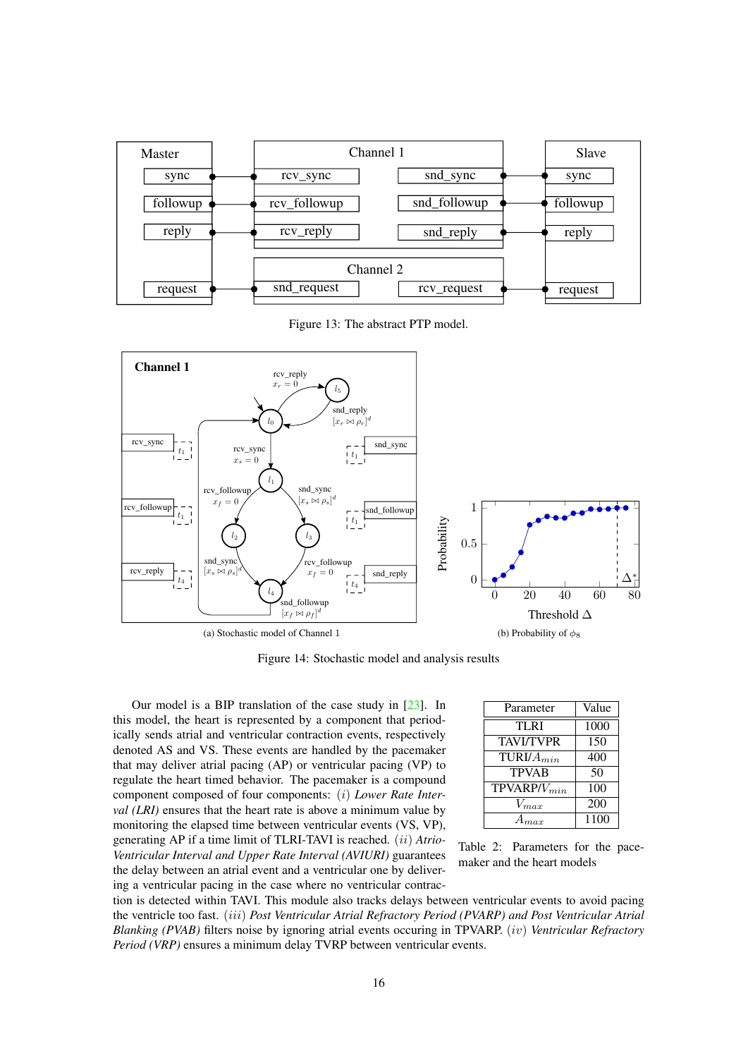Figure 13: The abstract PTP model.

(a) Stochastic model of Channel 1

(b) Probability of $\phi_8$

Figure 14: Stochastic model and analysis results

Our model is a BIP translation of the case study in [23]. In this model, the heart is represented by a component that periodically sends atrial and ventricular contraction events, respectively denoted AS and VS. These events are handled by the pacemaker that may deliver atrial pacing (AP) or ventricular pacing (VP) to regulate the heart timed behavior. The pacemaker is a compound component composed of four components: $(i)$ *Lower Rate Interval (LRI)* ensures that the heart rate is above a minimum value by monitoring the elapsed time between ventricular events (VS, VP), generating AP if a time limit of TLRI-TAVI is reached. $(ii)$ *Atrio-Ventricular Interval and Upper Rate Interval (AVIURI)* guarantees the delay between an atrial event and a ventricular one by delivering a ventricular pacing in the case where no ventricular contraction is detected within TAVI. This module also tracks delays between ventricular events to avoid pacing the ventricle too fast. $(iii)$ *Post Ventricular Atrial Refractory Period (PVARP) and Post Ventricular Atrial Blanking (PVAB)* filters noise by ignoring atrial events occuring in TPVARP. $(iv)$ *Ventricular Refractory Period (VRP)* ensures a minimum delay TVRP between ventricular events.

| Parameter | Value |
|---|---|
| TLRI | 1000 |
| TAVI/TVPR | 150 |
| TURI/$A_{min}$ | 400 |
| TPVAB | 50 |
| TPVARP/$V_{min}$ | 100 |
| $V_{max}$ | 200 |
| $A_{max}$ | 1100 |

Table 2: Parameters for the pacemaker and the heart models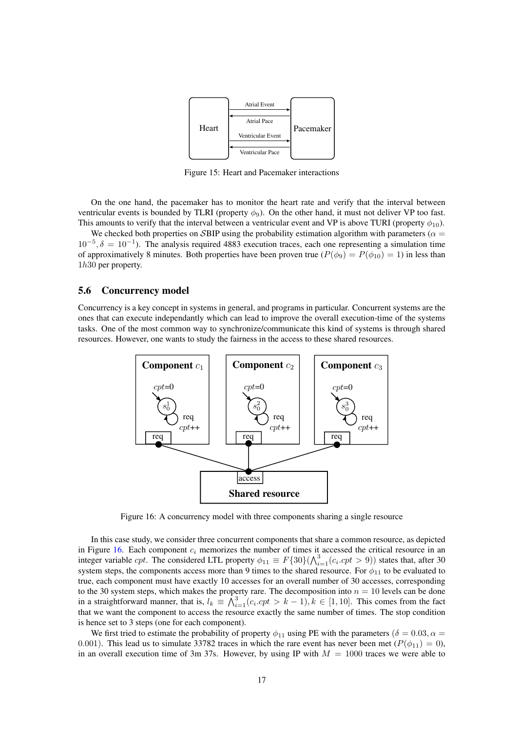Figure 15: Heart and Pacemaker interactions

On the one hand, the pacemaker has to monitor the heart rate and verify that the interval between ventricular events is bounded by TLRI (property $\phi_9$). On the other hand, it must not deliver VP too fast. This amounts to verify that the interval between a ventricular event and VP is above TURI (property $\phi_{10}$).

We checked both properties on $\mathcal{S}$BIP using the probability estimation algorithm with parameters ($\alpha = 10^{-5}, \delta = 10^{-1}$). The analysis required 4883 execution traces, each one representing a simulation time of approximatively 8 minutes. Both properties have been proven true ($P(\phi_9) = P(\phi_{10}) = 1$) in less than $1h30$ per property.

## 5.6 Concurrency model

Concurrency is a key concept in systems in general, and programs in particular. Concurrent systems are the ones that can execute independantly which can lead to improve the overall execution-time of the systems tasks. One of the most common way to synchronize/communicate this kind of systems is through shared resources. However, one wants to study the fairness in the access to these shared resources.

Figure 16: A concurrency model with three components sharing a single resource

In this case study, we consider three concurrent components that share a common resource, as depicted in Figure 16. Each component $c_i$ memorizes the number of times it accessed the critical resource in an integer variable $cpt$. The considered LTL property $\phi_{11} \equiv F\{30\}(\bigwedge_{i=1}^{3}(c_i.cpt > 9))$ states that, after 30 system steps, the components access more than 9 times to the shared resource. For $\phi_{11}$ to be evaluated to true, each component must have exactly 10 accesses for an overall number of 30 accesses, corresponding to the 30 system steps, which makes the property rare. The decomposition into $n = 10$ levels can be done in a straightforward manner, that is, $l_k \equiv \bigwedge_{i=1}^{3}(c_i.cpt > k - 1), k \in [1, 10]$. This comes from the fact that we want the component to access the resource exactly the same number of times. The stop condition is hence set to 3 steps (one for each component).

We first tried to estimate the probability of property $\phi_{11}$ using PE with the parameters ($\delta = 0.03, \alpha = 0.001$). This lead us to simulate 33782 traces in which the rare event has never been met ($P(\phi_{11}) = 0$), in an overall execution time of 3m 37s. However, by using IP with $M = 1000$ traces we were able to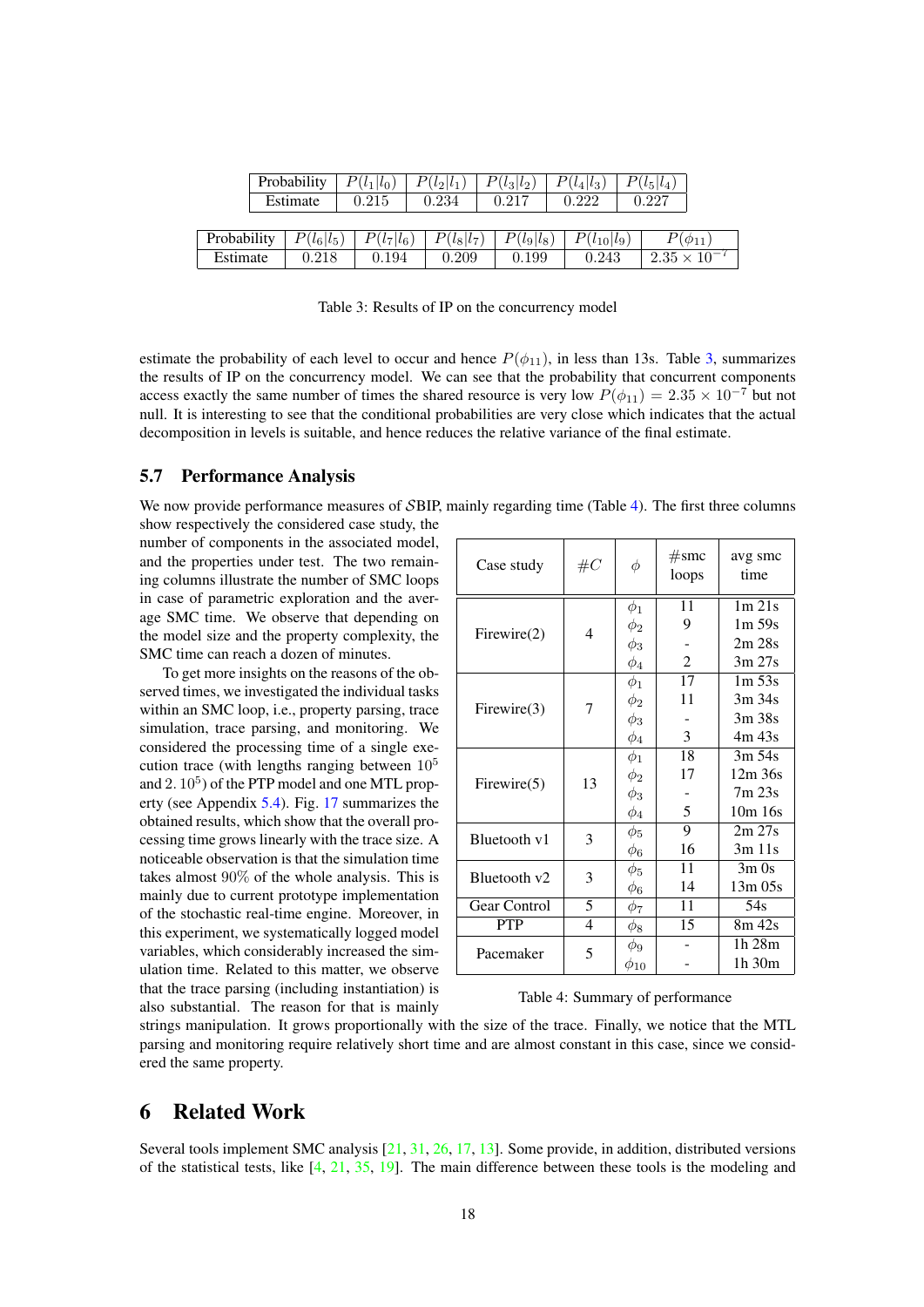| Probability | $P(l_1\|l_0)$ | $P(l_2\|l_1)$ | $P(l_3\|l_2)$ | $P(l_4\|l_3)$ | $P(l_5\|l_4)$ |
|---|---|---|---|---|---|
| Estimate | 0.215 | 0.234 | 0.217 | 0.222 | 0.227 |

| Probability | $P(l_6\|l_5)$ | $P(l_7\|l_6)$ | $P(l_8\|l_7)$ | $P(l_9\|l_8)$ | $P(l_{10}\|l_9)$ | $P(\phi_{11})$ |
|---|---|---|---|---|---|---|
| Estimate | 0.218 | 0.194 | 0.209 | 0.199 | 0.243 | $2.35 \times 10^{-7}$ |

Table 3: Results of IP on the concurrency model

estimate the probability of each level to occur and hence $P(\phi_{11})$, in less than 13s. Table 3, summarizes the results of IP on the concurrency model. We can see that the probability that concurrent components access exactly the same number of times the shared resource is very low $P(\phi_{11}) = 2.35 \times 10^{-7}$ but not null. It is interesting to see that the conditional probabilities are very close which indicates that the actual decomposition in levels is suitable, and hence reduces the relative variance of the final estimate.

### 5.7 Performance Analysis

We now provide performance measures of $\mathcal{S}$BIP, mainly regarding time (Table 4). The first three columns show respectively the considered case study, the number of components in the associated model, and the properties under test. The two remaining columns illustrate the number of SMC loops in case of parametric exploration and the average SMC time. We observe that depending on the model size and the property complexity, the SMC time can reach a dozen of minutes.

| Case study | $\#C$ | $\phi$ | #smc loops | avg smc time |
|---|---|---|---|---|
| Firewire(2) | 4 | $\phi_1$ | 11 | 1m 21s |
| | | $\phi_2$ | 9 | 1m 59s |
| | | $\phi_3$ | - | 2m 28s |
| | | $\phi_4$ | 2 | 3m 27s |
| Firewire(3) | 7 | $\phi_1$ | 17 | 1m 53s |
| | | $\phi_2$ | 11 | 3m 34s |
| | | $\phi_3$ | - | 3m 38s |
| | | $\phi_4$ | 3 | 4m 43s |
| Firewire(5) | 13 | $\phi_1$ | 18 | 3m 54s |
| | | $\phi_2$ | 17 | 12m 36s |
| | | $\phi_3$ | - | 7m 23s |
| | | $\phi_4$ | 5 | 10m 16s |
| Bluetooth v1 | 3 | $\phi_5$ | 9 | 2m 27s |
| | | $\phi_6$ | 16 | 3m 11s |
| Bluetooth v2 | 3 | $\phi_5$ | 11 | 3m 0s |
| | | $\phi_6$ | 14 | 13m 05s |
| Gear Control | 5 | $\phi_7$ | 11 | 54s |
| PTP | 4 | $\phi_8$ | 15 | 8m 42s |
| Pacemaker | 5 | $\phi_9$ | - | 1h 28m |
| | | $\phi_{10}$ | - | 1h 30m |

Table 4: Summary of performance

To get more insights on the reasons of the observed times, we investigated the individual tasks within an SMC loop, i.e., property parsing, trace simulation, trace parsing, and monitoring. We considered the processing time of a single execution trace (with lengths ranging between $10^5$ and $2.\,10^5$) of the PTP model and one MTL property (see Appendix 5.4). Fig. 17 summarizes the obtained results, which show that the overall processing time grows linearly with the trace size. A noticeable observation is that the simulation time takes almost 90% of the whole analysis. This is mainly due to current prototype implementation of the stochastic real-time engine. Moreover, in this experiment, we systematically logged model variables, which considerably increased the simulation time. Related to this matter, we observe that the trace parsing (including instantiation) is also substantial. The reason for that is mainly strings manipulation. It grows proportionally with the size of the trace. Finally, we notice that the MTL parsing and monitoring require relatively short time and are almost constant in this case, since we considered the same property.

## 6 Related Work

Several tools implement SMC analysis [21, 31, 26, 17, 13]. Some provide, in addition, distributed versions of the statistical tests, like [4, 21, 35, 19]. The main difference between these tools is the modeling and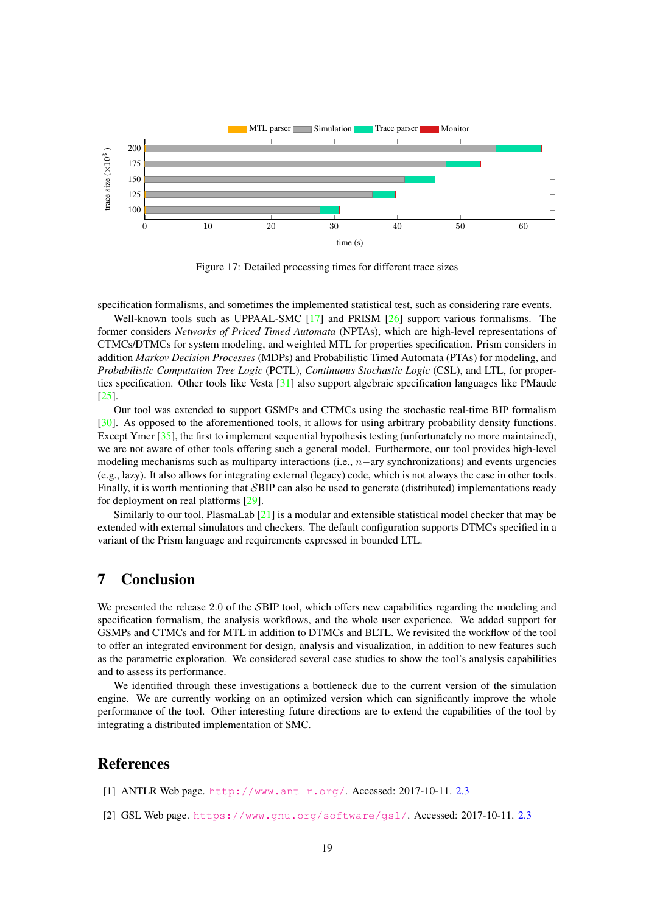Figure 17: Detailed processing times for different trace sizes

specification formalisms, and sometimes the implemented statistical test, such as considering rare events.

Well-known tools such as UPPAAL-SMC [17] and PRISM [26] support various formalisms. The former considers *Networks of Priced Timed Automata* (NPTAs), which are high-level representations of CTMCs/DTMCs for system modeling, and weighted MTL for properties specification. Prism considers in addition *Markov Decision Processes* (MDPs) and Probabilistic Timed Automata (PTAs) for modeling, and *Probabilistic Computation Tree Logic* (PCTL), *Continuous Stochastic Logic* (CSL), and LTL, for properties specification. Other tools like Vesta [31] also support algebraic specification languages like PMaude [25].

Our tool was extended to support GSMPs and CTMCs using the stochastic real-time BIP formalism [30]. As opposed to the aforementioned tools, it allows for using arbitrary probability density functions. Except Ymer [35], the first to implement sequential hypothesis testing (unfortunately no more maintained), we are not aware of other tools offering such a general model. Furthermore, our tool provides high-level modeling mechanisms such as multiparty interactions (i.e., $n-$ary synchronizations) and events urgencies (e.g., lazy). It also allows for integrating external (legacy) code, which is not always the case in other tools. Finally, it is worth mentioning that $\mathcal{S}$BIP can also be used to generate (distributed) implementations ready for deployment on real platforms [29].

Similarly to our tool, PlasmaLab [21] is a modular and extensible statistical model checker that may be extended with external simulators and checkers. The default configuration supports DTMCs specified in a variant of the Prism language and requirements expressed in bounded LTL.

## 7 Conclusion

We presented the release 2.0 of the $\mathcal{S}$BIP tool, which offers new capabilities regarding the modeling and specification formalism, the analysis workflows, and the whole user experience. We added support for GSMPs and CTMCs and for MTL in addition to DTMCs and BLTL. We revisited the workflow of the tool to offer an integrated environment for design, analysis and visualization, in addition to new features such as the parametric exploration. We considered several case studies to show the tool's analysis capabilities and to assess its performance.

We identified through these investigations a bottleneck due to the current version of the simulation engine. We are currently working on an optimized version which can significantly improve the whole performance of the tool. Other interesting future directions are to extend the capabilities of the tool by integrating a distributed implementation of SMC.

## References

[1] ANTLR Web page. http://www.antlr.org/. Accessed: 2017-10-11. 2.3

[2] GSL Web page. https://www.gnu.org/software/gsl/. Accessed: 2017-10-11. 2.3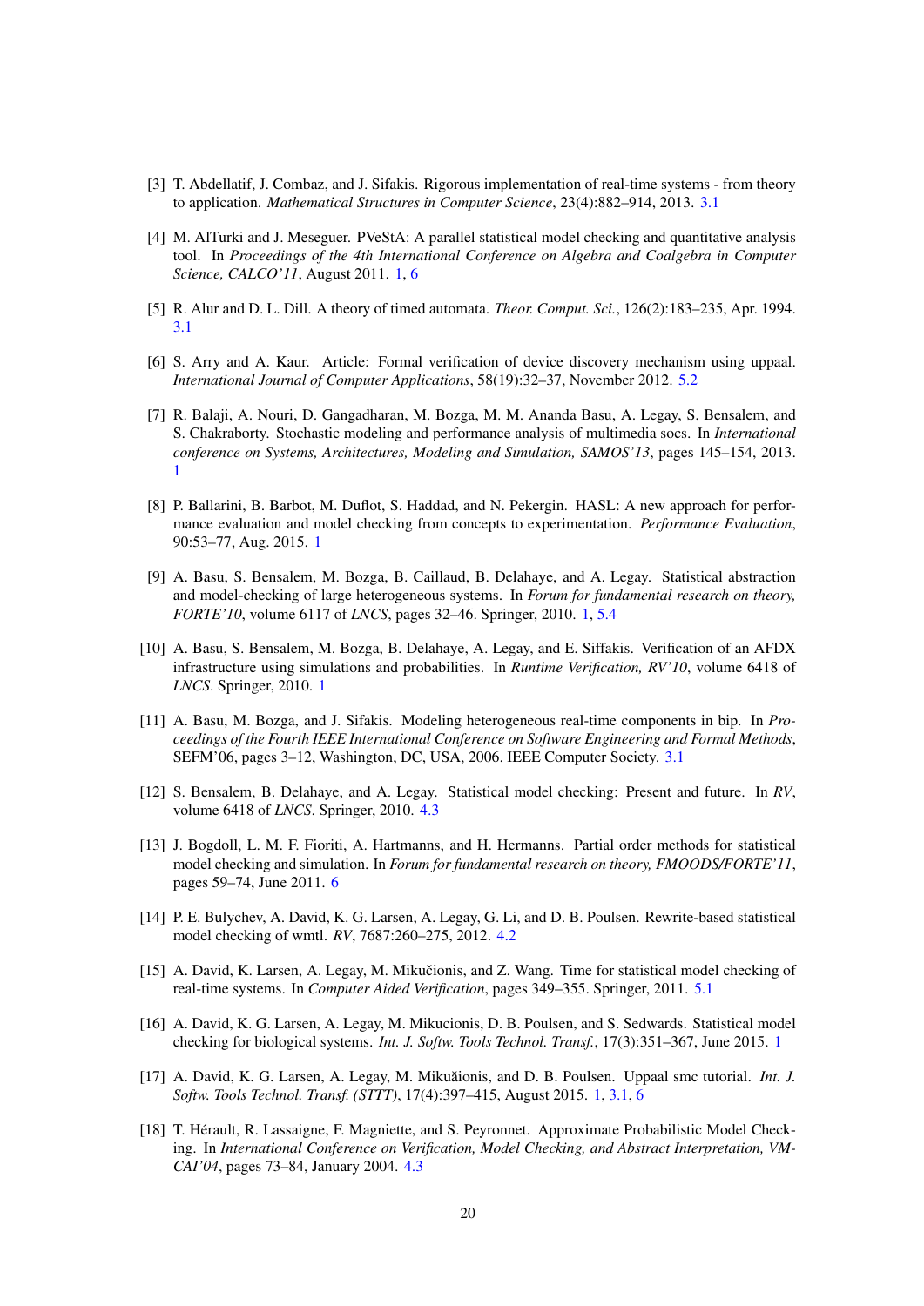[3] T. Abdellatif, J. Combaz, and J. Sifakis. Rigorous implementation of real-time systems - from theory to application. *Mathematical Structures in Computer Science*, 23(4):882–914, 2013. 3.1

[4] M. AlTurki and J. Meseguer. PVeStA: A parallel statistical model checking and quantitative analysis tool. In *Proceedings of the 4th International Conference on Algebra and Coalgebra in Computer Science, CALCO'11*, August 2011. 1, 6

[5] R. Alur and D. L. Dill. A theory of timed automata. *Theor. Comput. Sci.*, 126(2):183–235, Apr. 1994. 3.1

[6] S. Arry and A. Kaur. Article: Formal verification of device discovery mechanism using uppaal. *International Journal of Computer Applications*, 58(19):32–37, November 2012. 5.2

[7] R. Balaji, A. Nouri, D. Gangadharan, M. Bozga, M. M. Ananda Basu, A. Legay, S. Bensalem, and S. Chakraborty. Stochastic modeling and performance analysis of multimedia socs. In *International conference on Systems, Architectures, Modeling and Simulation, SAMOS'13*, pages 145–154, 2013. 1

[8] P. Ballarini, B. Barbot, M. Duflot, S. Haddad, and N. Pekergin. HASL: A new approach for performance evaluation and model checking from concepts to experimentation. *Performance Evaluation*, 90:53–77, Aug. 2015. 1

[9] A. Basu, S. Bensalem, M. Bozga, B. Caillaud, B. Delahaye, and A. Legay. Statistical abstraction and model-checking of large heterogeneous systems. In *Forum for fundamental research on theory, FORTE'10*, volume 6117 of *LNCS*, pages 32–46. Springer, 2010. 1, 5.4

[10] A. Basu, S. Bensalem, M. Bozga, B. Delahaye, A. Legay, and E. Siffakis. Verification of an AFDX infrastructure using simulations and probabilities. In *Runtime Verification, RV'10*, volume 6418 of *LNCS*. Springer, 2010. 1

[11] A. Basu, M. Bozga, and J. Sifakis. Modeling heterogeneous real-time components in bip. In *Proceedings of the Fourth IEEE International Conference on Software Engineering and Formal Methods*, SEFM'06, pages 3–12, Washington, DC, USA, 2006. IEEE Computer Society. 3.1

[12] S. Bensalem, B. Delahaye, and A. Legay. Statistical model checking: Present and future. In *RV*, volume 6418 of *LNCS*. Springer, 2010. 4.3

[13] J. Bogdoll, L. M. F. Fioriti, A. Hartmanns, and H. Hermanns. Partial order methods for statistical model checking and simulation. In *Forum for fundamental research on theory, FMOODS/FORTE'11*, pages 59–74, June 2011. 6

[14] P. E. Bulychev, A. David, K. G. Larsen, A. Legay, G. Li, and D. B. Poulsen. Rewrite-based statistical model checking of wmtl. *RV*, 7687:260–275, 2012. 4.2

[15] A. David, K. Larsen, A. Legay, M. Mikučionis, and Z. Wang. Time for statistical model checking of real-time systems. In *Computer Aided Verification*, pages 349–355. Springer, 2011. 5.1

[16] A. David, K. G. Larsen, A. Legay, M. Mikucionis, D. B. Poulsen, and S. Sedwards. Statistical model checking for biological systems. *Int. J. Softw. Tools Technol. Transf.*, 17(3):351–367, June 2015. 1

[17] A. David, K. G. Larsen, A. Legay, M. Mikuăionis, and D. B. Poulsen. Uppaal smc tutorial. *Int. J. Softw. Tools Technol. Transf. (STTT)*, 17(4):397–415, August 2015. 1, 3.1, 6

[18] T. Hérault, R. Lassaigne, F. Magniette, and S. Peyronnet. Approximate Probabilistic Model Checking. In *International Conference on Verification, Model Checking, and Abstract Interpretation, VMCAI'04*, pages 73–84, January 2004. 4.3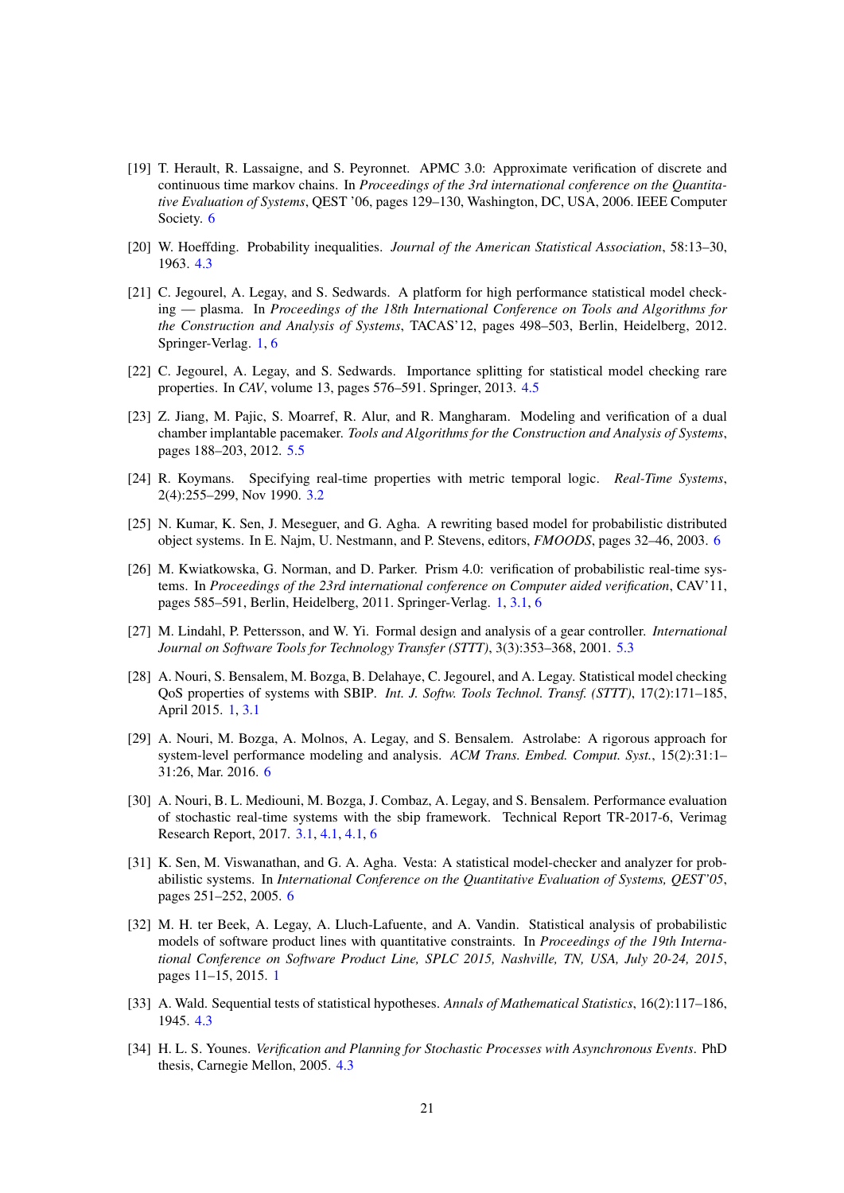[19] T. Herault, R. Lassaigne, and S. Peyronnet. APMC 3.0: Approximate verification of discrete and continuous time markov chains. In *Proceedings of the 3rd international conference on the Quantitative Evaluation of Systems*, QEST '06, pages 129–130, Washington, DC, USA, 2006. IEEE Computer Society. 6

[20] W. Hoeffding. Probability inequalities. *Journal of the American Statistical Association*, 58:13–30, 1963. 4.3

[21] C. Jegourel, A. Legay, and S. Sedwards. A platform for high performance statistical model checking — plasma. In *Proceedings of the 18th International Conference on Tools and Algorithms for the Construction and Analysis of Systems*, TACAS'12, pages 498–503, Berlin, Heidelberg, 2012. Springer-Verlag. 1, 6

[22] C. Jegourel, A. Legay, and S. Sedwards. Importance splitting for statistical model checking rare properties. In *CAV*, volume 13, pages 576–591. Springer, 2013. 4.5

[23] Z. Jiang, M. Pajic, S. Moarref, R. Alur, and R. Mangharam. Modeling and verification of a dual chamber implantable pacemaker. *Tools and Algorithms for the Construction and Analysis of Systems*, pages 188–203, 2012. 5.5

[24] R. Koymans. Specifying real-time properties with metric temporal logic. *Real-Time Systems*, 2(4):255–299, Nov 1990. 3.2

[25] N. Kumar, K. Sen, J. Meseguer, and G. Agha. A rewriting based model for probabilistic distributed object systems. In E. Najm, U. Nestmann, and P. Stevens, editors, *FMOODS*, pages 32–46, 2003. 6

[26] M. Kwiatkowska, G. Norman, and D. Parker. Prism 4.0: verification of probabilistic real-time systems. In *Proceedings of the 23rd international conference on Computer aided verification*, CAV'11, pages 585–591, Berlin, Heidelberg, 2011. Springer-Verlag. 1, 3.1, 6

[27] M. Lindahl, P. Pettersson, and W. Yi. Formal design and analysis of a gear controller. *International Journal on Software Tools for Technology Transfer (STTT)*, 3(3):353–368, 2001. 5.3

[28] A. Nouri, S. Bensalem, M. Bozga, B. Delahaye, C. Jegourel, and A. Legay. Statistical model checking QoS properties of systems with SBIP. *Int. J. Softw. Tools Technol. Transf. (STTT)*, 17(2):171–185, April 2015. 1, 3.1

[29] A. Nouri, M. Bozga, A. Molnos, A. Legay, and S. Bensalem. Astrolabe: A rigorous approach for system-level performance modeling and analysis. *ACM Trans. Embed. Comput. Syst.*, 15(2):31:1–31:26, Mar. 2016. 6

[30] A. Nouri, B. L. Mediouni, M. Bozga, J. Combaz, A. Legay, and S. Bensalem. Performance evaluation of stochastic real-time systems with the sbip framework. Technical Report TR-2017-6, Verimag Research Report, 2017. 3.1, 4.1, 4.1, 6

[31] K. Sen, M. Viswanathan, and G. A. Agha. Vesta: A statistical model-checker and analyzer for probabilistic systems. In *International Conference on the Quantitative Evaluation of Systems, QEST'05*, pages 251–252, 2005. 6

[32] M. H. ter Beek, A. Legay, A. Lluch-Lafuente, and A. Vandin. Statistical analysis of probabilistic models of software product lines with quantitative constraints. In *Proceedings of the 19th International Conference on Software Product Line, SPLC 2015, Nashville, TN, USA, July 20-24, 2015*, pages 11–15, 2015. 1

[33] A. Wald. Sequential tests of statistical hypotheses. *Annals of Mathematical Statistics*, 16(2):117–186, 1945. 4.3

[34] H. L. S. Younes. *Verification and Planning for Stochastic Processes with Asynchronous Events*. PhD thesis, Carnegie Mellon, 2005. 4.3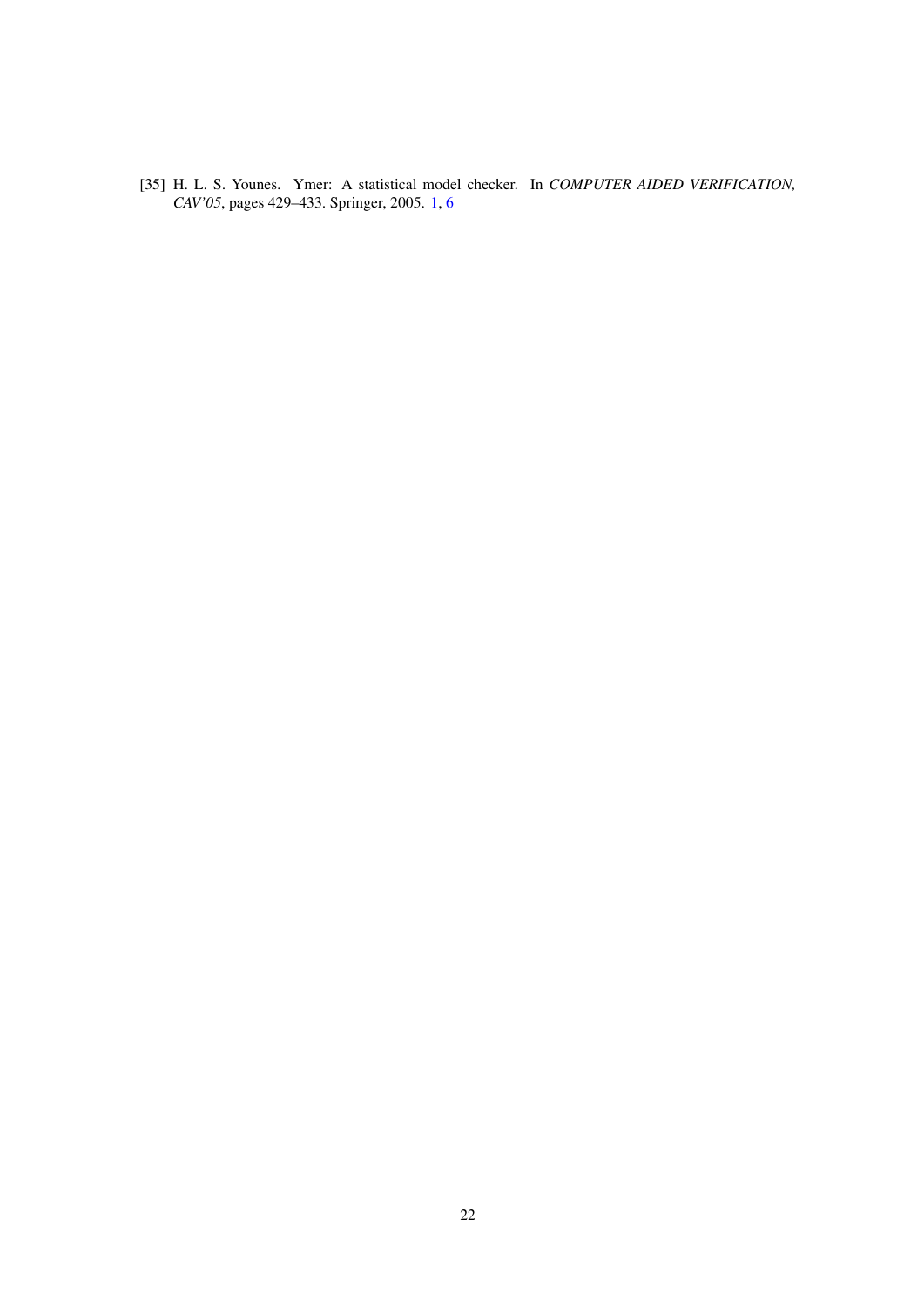[35] H. L. S. Younes. Ymer: A statistical model checker. In *COMPUTER AIDED VERIFICATION, CAV'05*, pages 429–433. Springer, 2005. 1, 6